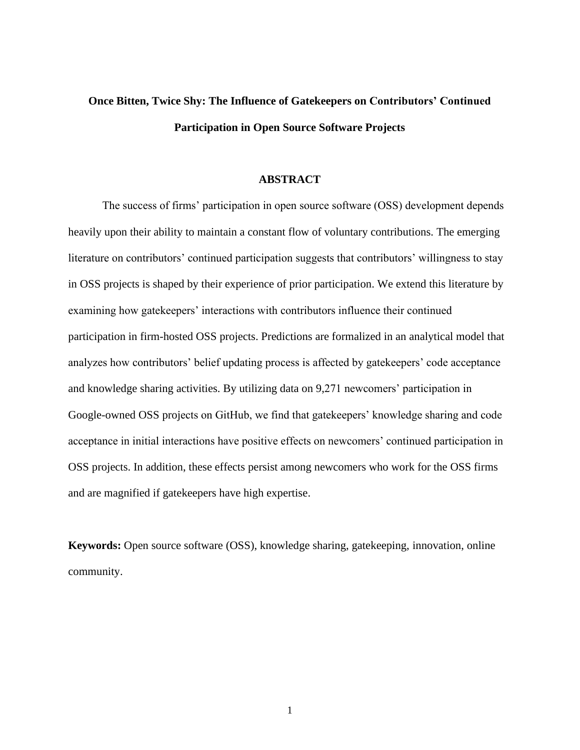# Once Bitten, Twice Shy: The Influence of Gatekeepers on Contributors' Continued Participation in Open Source Software Projects

## ABSTRACT

The success of firms' participation in open source software (OSS) development depends heavily upon their ability to maintain a constant flow of voluntary contributions. The emerging literature on contributors' continued participation suggests that contributors' willingness to stay in OSS projects is shaped by their experience of prior participation. We extend this literature by examining how gatekeepers' interactions with contributors influence their continued participation in firm-hosted OSS projects. Predictions are formalized in an analytical model that analyzes how contributors' belief updating process is affected by gatekeepers' code acceptance and knowledge sharing activities. By utilizing data on 9,271 newcomers' participation in Google-owned OSS projects on GitHub, we find that gatekeepers' knowledge sharing and code acceptance in initial interactions have positive effects on newcomers' continued participation in OSS projects. In addition, these effects persist among newcomers who work for the OSS firms and are magnified if gatekeepers have high expertise.

**Keywords:** Open source software (OSS), knowledge sharing, gatekeeping, innovation, online community.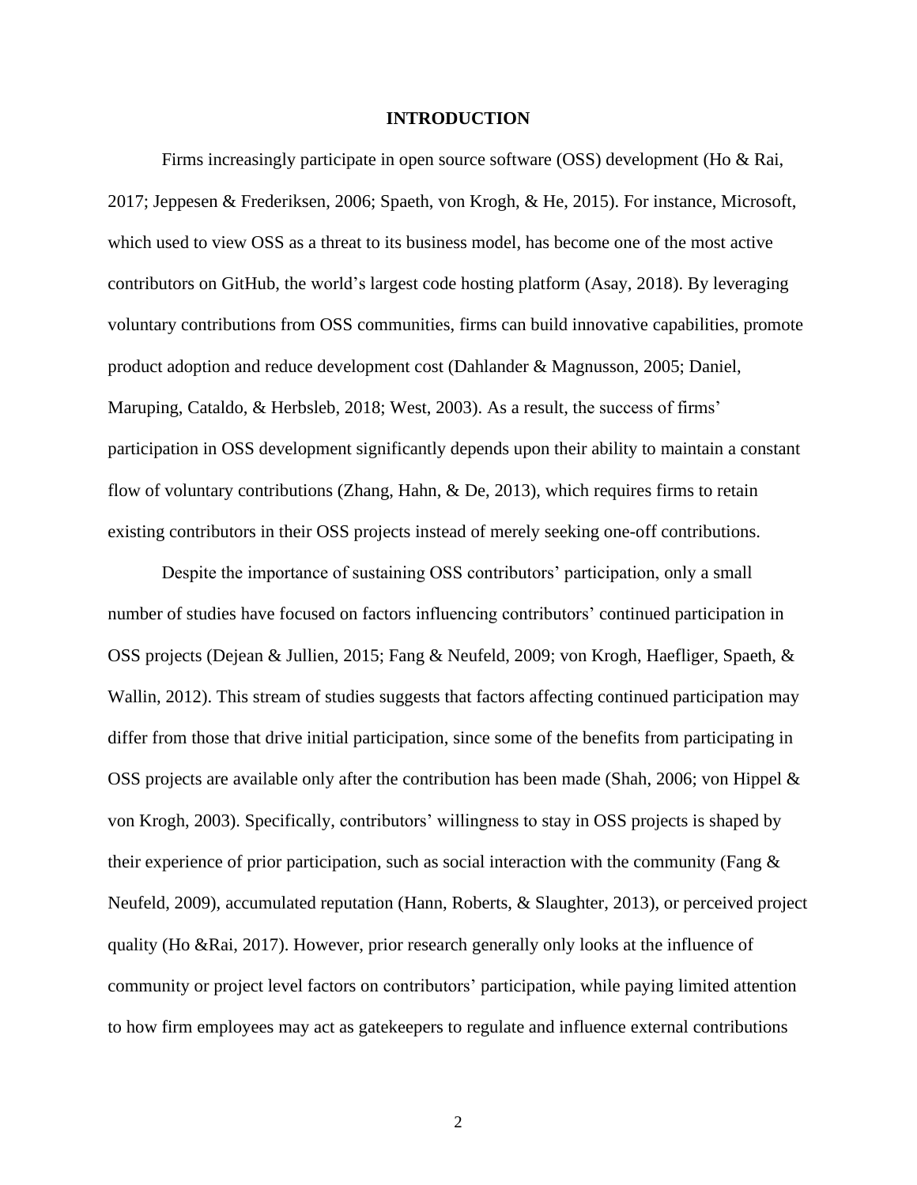# INTRODUCTION

Firms increasingly participate in open source software (OSS) development (Ho & Rai, 2017; Jeppesen & Frederiksen, 2006; Spaeth, von Krogh, & He, 2015). For instance, Microsoft, which used to view OSS as a threat to its business model, has become one of the most active contributors on GitHub, the world's largest code hosting platform (Asay, 2018). By leveraging voluntary contributions from OSS communities, firms can build innovative capabilities, promote product adoption and reduce development cost (Dahlander & Magnusson, 2005; Daniel, Maruping, Cataldo, & Herbsleb, 2018; West, 2003). As a result, the success of firms' participation in OSS development significantly depends upon their ability to maintain a constant flow of voluntary contributions (Zhang, Hahn, & De, 2013), which requires firms to retain existing contributors in their OSS projects instead of merely seeking one-off contributions.

Despite the importance of sustaining OSS contributors' participation, only a small number of studies have focused on factors influencing contributors' continued participation in OSS projects (Dejean & Jullien, 2015; Fang & Neufeld, 2009; von Krogh, Haefliger, Spaeth, & Wallin, 2012). This stream of studies suggests that factors affecting continued participation may differ from those that drive initial participation, since some of the benefits from participating in OSS projects are available only after the contribution has been made (Shah, 2006; von Hippel & von Krogh, 2003). Specifically, contributors' willingness to stay in OSS projects is shaped by their experience of prior participation, such as social interaction with the community (Fang & Neufeld, 2009), accumulated reputation (Hann, Roberts, & Slaughter, 2013), or perceived project quality (Ho &Rai, 2017). However, prior research generally only looks at the influence of community or project level factors on contributors' participation, while paying limited attention to how firm employees may act as gatekeepers to regulate and influence external contributions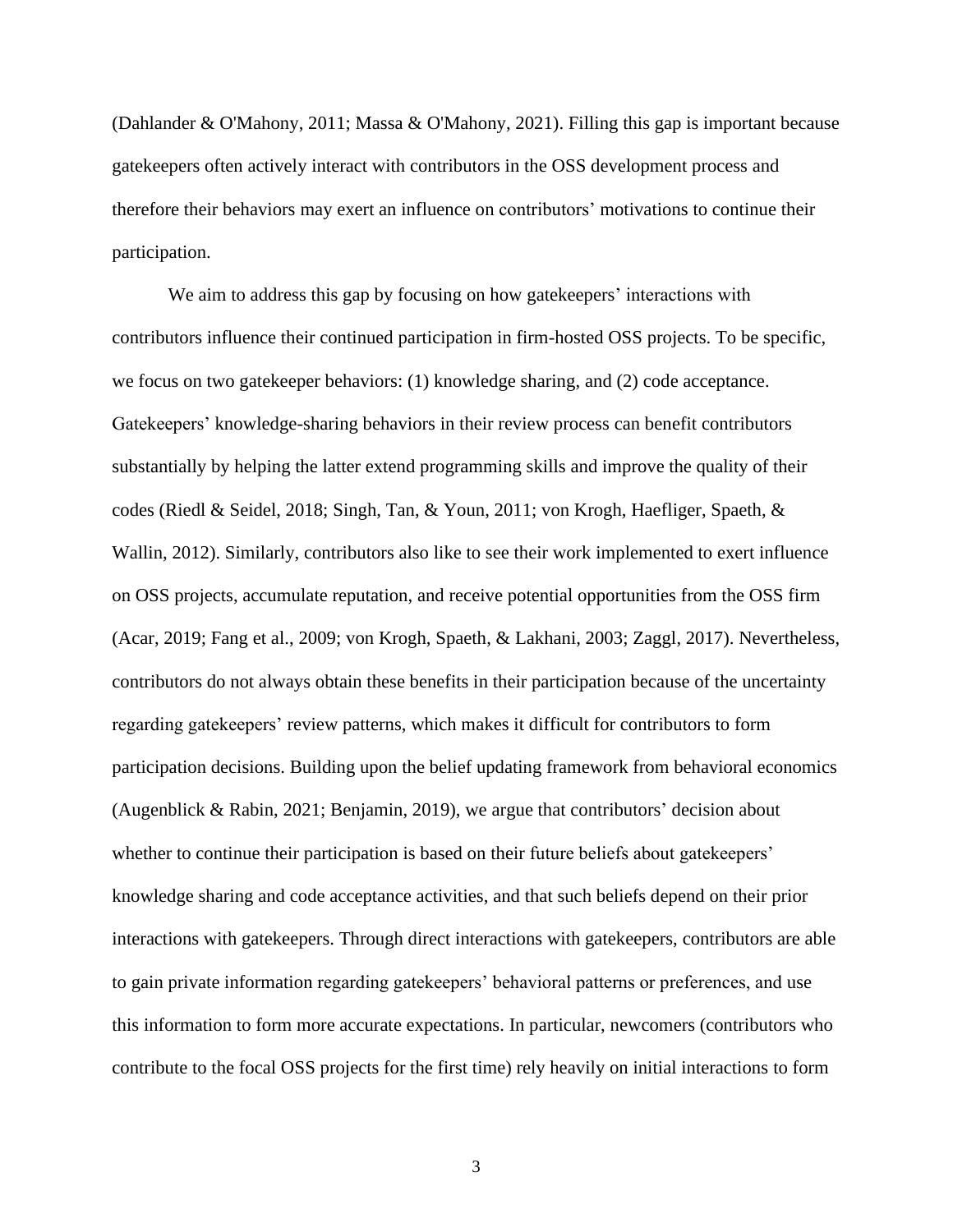(Dahlander & O'Mahony, 2011; Massa & O'Mahony, 2021). Filling this gap is important because gatekeepers often actively interact with contributors in the OSS development process and therefore their behaviors may exert an influence on contributors' motivations to continue their participation.

We aim to address this gap by focusing on how gatekeepers' interactions with contributors influence their continued participation in firm-hosted OSS projects. To be specific, we focus on two gatekeeper behaviors: (1) knowledge sharing, and (2) code acceptance. Gatekeepers' knowledge-sharing behaviors in their review process can benefit contributors substantially by helping the latter extend programming skills and improve the quality of their codes (Riedl & Seidel, 2018; Singh, Tan, & Youn, 2011; von Krogh, Haefliger, Spaeth, & Wallin, 2012). Similarly, contributors also like to see their work implemented to exert influence on OSS projects, accumulate reputation, and receive potential opportunities from the OSS firm (Acar, 2019; Fang et al., 2009; von Krogh, Spaeth, & Lakhani, 2003; Zaggl, 2017). Nevertheless, contributors do not always obtain these benefits in their participation because of the uncertainty regarding gatekeepers' review patterns, which makes it difficult for contributors to form participation decisions. Building upon the belief updating framework from behavioral economics (Augenblick & Rabin, 2021; Benjamin, 2019), we argue that contributors' decision about whether to continue their participation is based on their future beliefs about gatekeepers' knowledge sharing and code acceptance activities, and that such beliefs depend on their prior interactions with gatekeepers. Through direct interactions with gatekeepers, contributors are able to gain private information regarding gatekeepers' behavioral patterns or preferences, and use this information to form more accurate expectations. In particular, newcomers (contributors who contribute to the focal OSS projects for the first time) rely heavily on initial interactions to form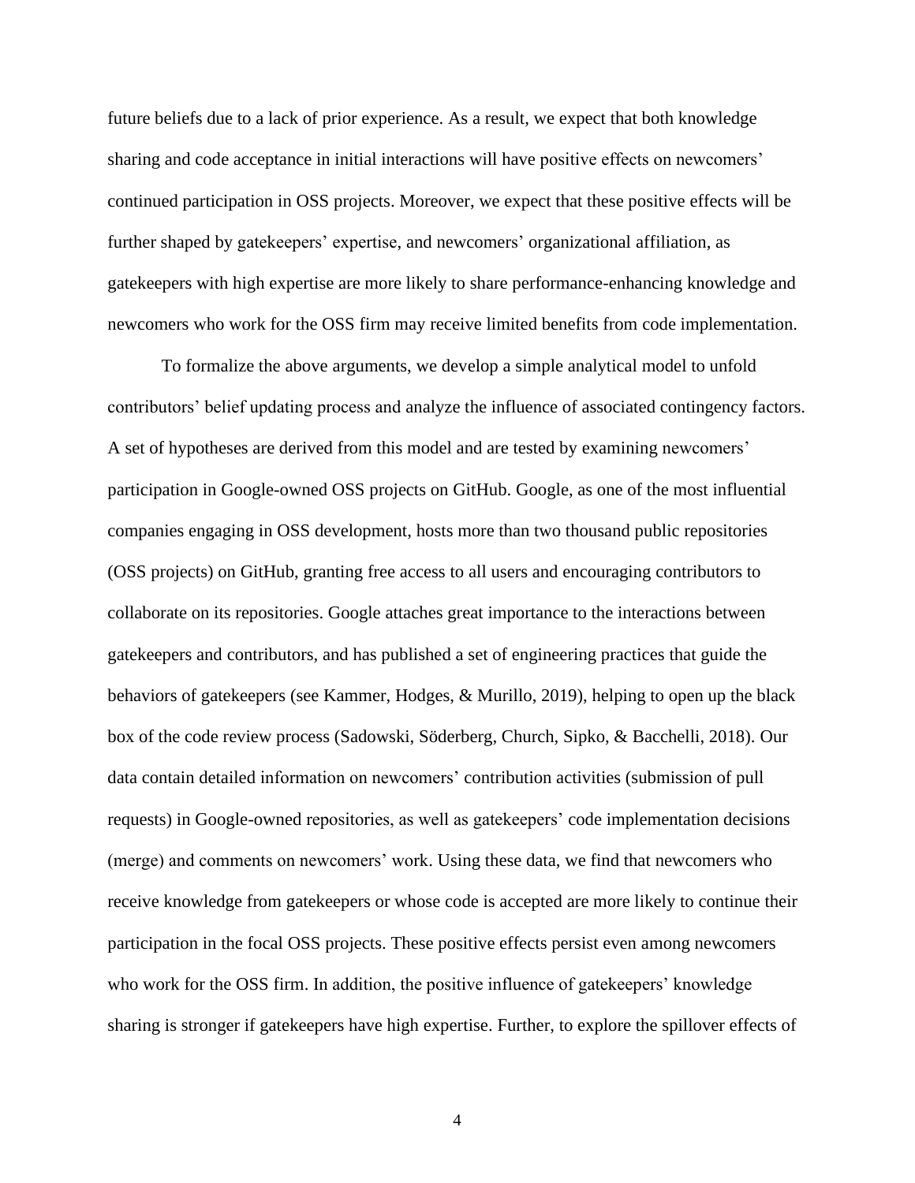future beliefs due to a lack of prior experience. As a result, we expect that both knowledge sharing and code acceptance in initial interactions will have positive effects on newcomers' continued participation in OSS projects. Moreover, we expect that these positive effects will be further shaped by gatekeepers' expertise, and newcomers' organizational affiliation, as gatekeepers with high expertise are more likely to share performance-enhancing knowledge and newcomers who work for the OSS firm may receive limited benefits from code implementation.

To formalize the above arguments, we develop a simple analytical model to unfold contributors' belief updating process and analyze the influence of associated contingency factors. A set of hypotheses are derived from this model and are tested by examining newcomers' participation in Google-owned OSS projects on GitHub. Google, as one of the most influential companies engaging in OSS development, hosts more than two thousand public repositories (OSS projects) on GitHub, granting free access to all users and encouraging contributors to collaborate on its repositories. Google attaches great importance to the interactions between gatekeepers and contributors, and has published a set of engineering practices that guide the behaviors of gatekeepers (see Kammer, Hodges, & Murillo, 2019), helping to open up the black box of the code review process (Sadowski, Söderberg, Church, Sipko, & Bacchelli, 2018). Our data contain detailed information on newcomers' contribution activities (submission of pull requests) in Google-owned repositories, as well as gatekeepers' code implementation decisions (merge) and comments on newcomers' work. Using these data, we find that newcomers who receive knowledge from gatekeepers or whose code is accepted are more likely to continue their participation in the focal OSS projects. These positive effects persist even among newcomers who work for the OSS firm. In addition, the positive influence of gatekeepers' knowledge sharing is stronger if gatekeepers have high expertise. Further, to explore the spillover effects of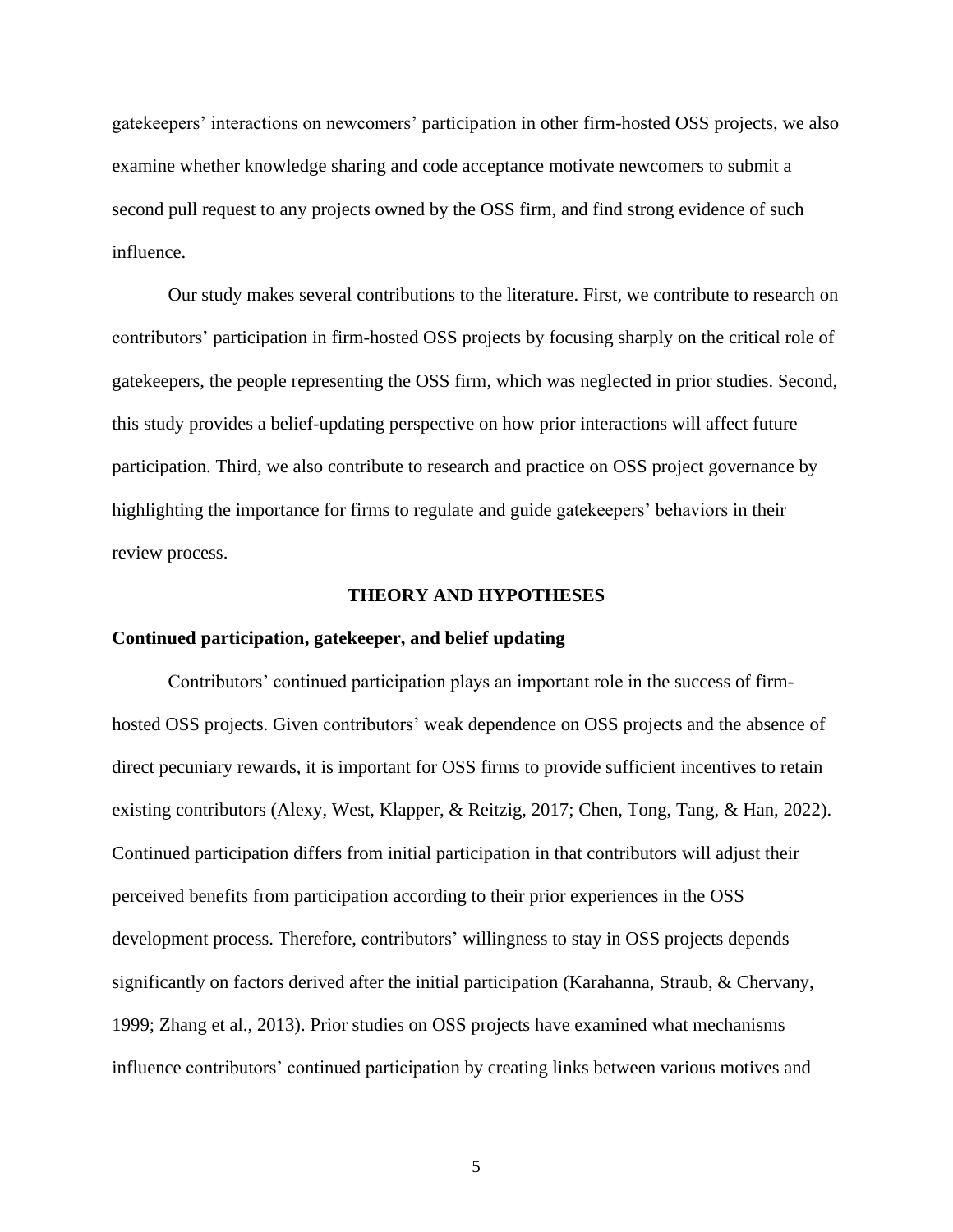gatekeepers' interactions on newcomers' participation in other firm-hosted OSS projects, we also examine whether knowledge sharing and code acceptance motivate newcomers to submit a second pull request to any projects owned by the OSS firm, and find strong evidence of such influence.

Our study makes several contributions to the literature. First, we contribute to research on contributors' participation in firm-hosted OSS projects by focusing sharply on the critical role of gatekeepers, the people representing the OSS firm, which was neglected in prior studies. Second, this study provides a belief-updating perspective on how prior interactions will affect future participation. Third, we also contribute to research and practice on OSS project governance by highlighting the importance for firms to regulate and guide gatekeepers' behaviors in their review process.

## THEORY AND HYPOTHESES

### Continued participation, gatekeeper, and belief updating

Contributors' continued participation plays an important role in the success of firm-hosted OSS projects. Given contributors' weak dependence on OSS projects and the absence of direct pecuniary rewards, it is important for OSS firms to provide sufficient incentives to retain existing contributors (Alexy, West, Klapper, & Reitzig, 2017; Chen, Tong, Tang, & Han, 2022). Continued participation differs from initial participation in that contributors will adjust their perceived benefits from participation according to their prior experiences in the OSS development process. Therefore, contributors' willingness to stay in OSS projects depends significantly on factors derived after the initial participation (Karahanna, Straub, & Chervany, 1999; Zhang et al., 2013). Prior studies on OSS projects have examined what mechanisms influence contributors' continued participation by creating links between various motives and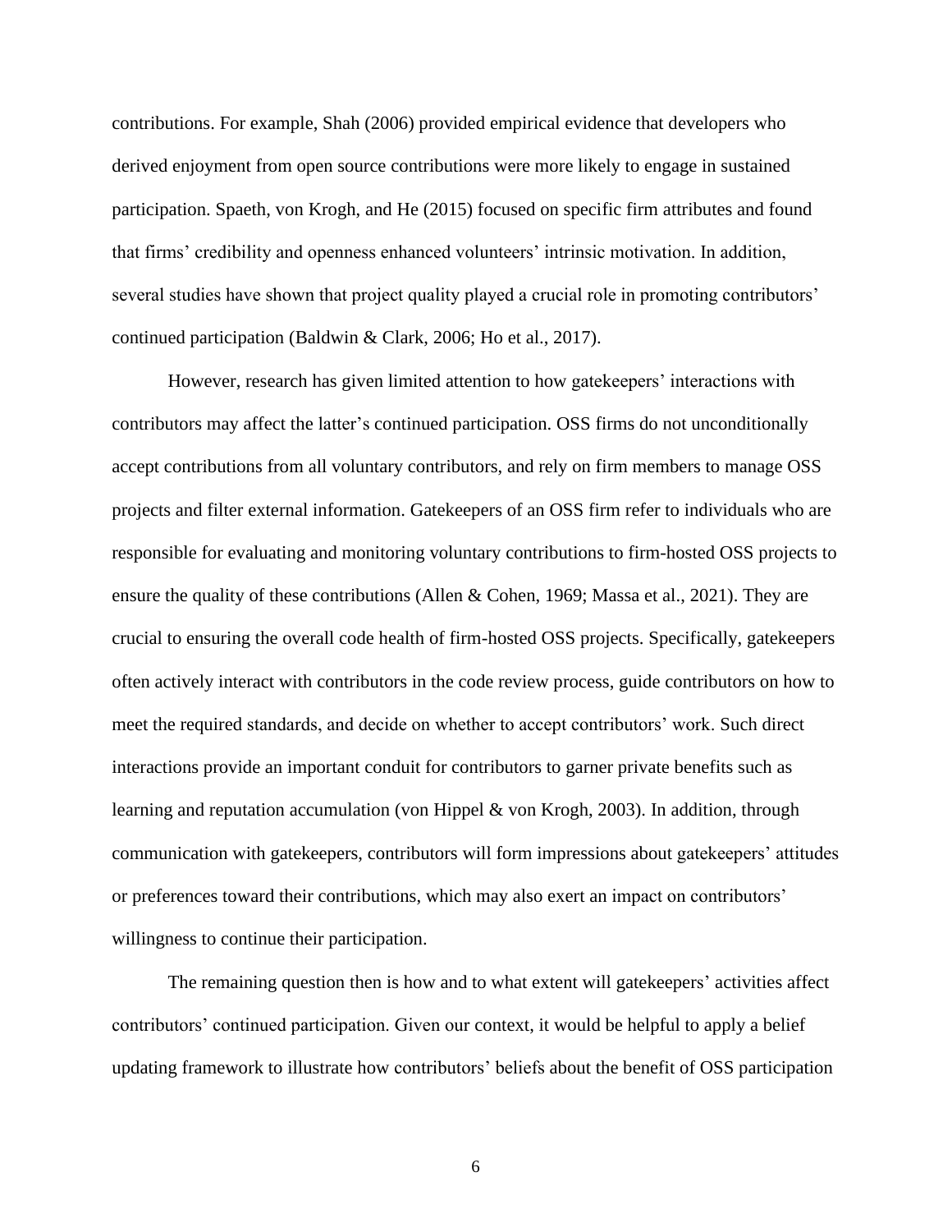contributions. For example, Shah (2006) provided empirical evidence that developers who derived enjoyment from open source contributions were more likely to engage in sustained participation. Spaeth, von Krogh, and He (2015) focused on specific firm attributes and found that firms' credibility and openness enhanced volunteers' intrinsic motivation. In addition, several studies have shown that project quality played a crucial role in promoting contributors' continued participation (Baldwin & Clark, 2006; Ho et al., 2017).

However, research has given limited attention to how gatekeepers' interactions with contributors may affect the latter's continued participation. OSS firms do not unconditionally accept contributions from all voluntary contributors, and rely on firm members to manage OSS projects and filter external information. Gatekeepers of an OSS firm refer to individuals who are responsible for evaluating and monitoring voluntary contributions to firm-hosted OSS projects to ensure the quality of these contributions (Allen & Cohen, 1969; Massa et al., 2021). They are crucial to ensuring the overall code health of firm-hosted OSS projects. Specifically, gatekeepers often actively interact with contributors in the code review process, guide contributors on how to meet the required standards, and decide on whether to accept contributors' work. Such direct interactions provide an important conduit for contributors to garner private benefits such as learning and reputation accumulation (von Hippel & von Krogh, 2003). In addition, through communication with gatekeepers, contributors will form impressions about gatekeepers' attitudes or preferences toward their contributions, which may also exert an impact on contributors' willingness to continue their participation.

The remaining question then is how and to what extent will gatekeepers' activities affect contributors' continued participation. Given our context, it would be helpful to apply a belief updating framework to illustrate how contributors' beliefs about the benefit of OSS participation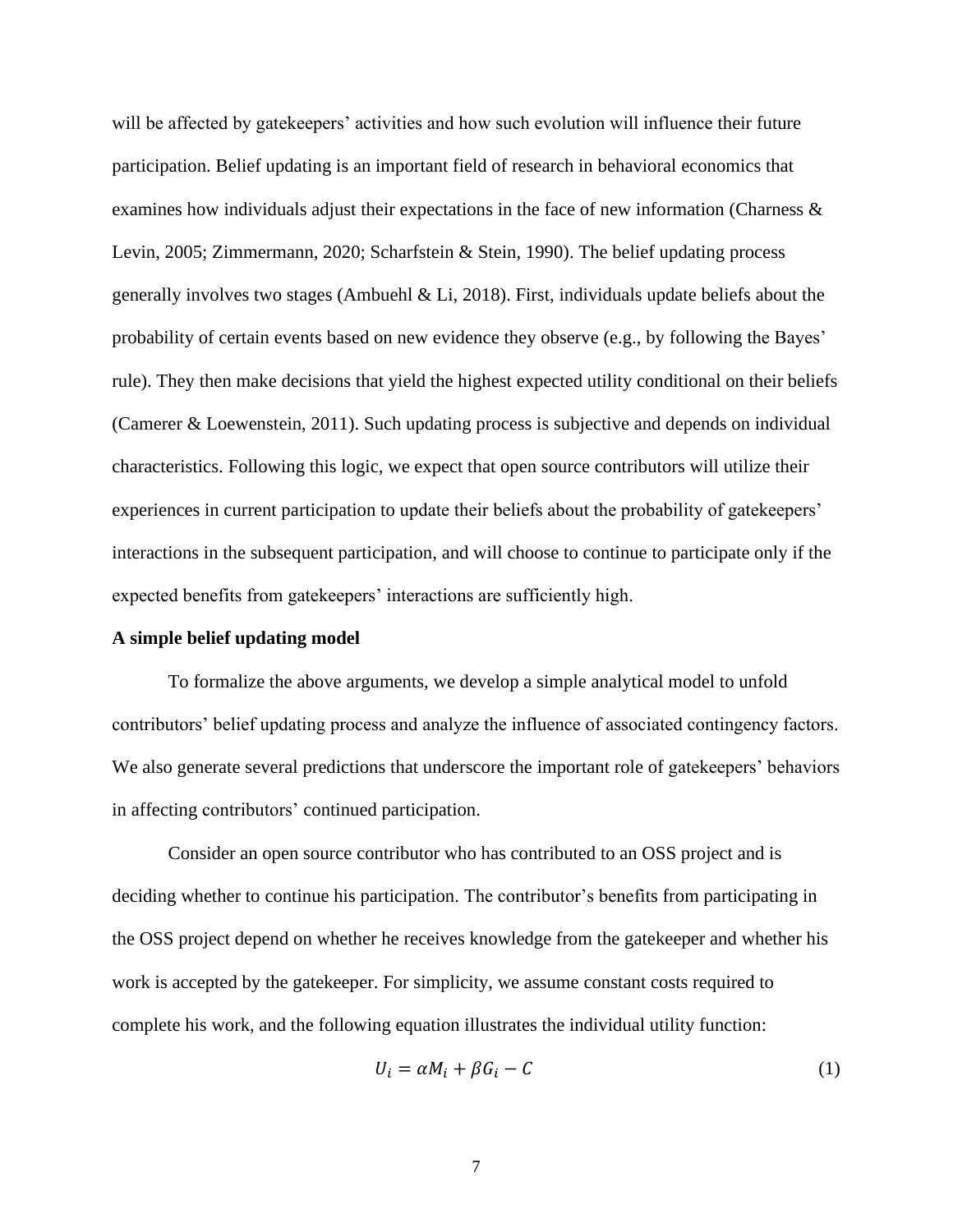will be affected by gatekeepers' activities and how such evolution will influence their future participation. Belief updating is an important field of research in behavioral economics that examines how individuals adjust their expectations in the face of new information (Charness & Levin, 2005; Zimmermann, 2020; Scharfstein & Stein, 1990). The belief updating process generally involves two stages (Ambuehl & Li, 2018). First, individuals update beliefs about the probability of certain events based on new evidence they observe (e.g., by following the Bayes' rule). They then make decisions that yield the highest expected utility conditional on their beliefs (Camerer & Loewenstein, 2011). Such updating process is subjective and depends on individual characteristics. Following this logic, we expect that open source contributors will utilize their experiences in current participation to update their beliefs about the probability of gatekeepers' interactions in the subsequent participation, and will choose to continue to participate only if the expected benefits from gatekeepers' interactions are sufficiently high.

**A simple belief updating model**

To formalize the above arguments, we develop a simple analytical model to unfold contributors' belief updating process and analyze the influence of associated contingency factors. We also generate several predictions that underscore the important role of gatekeepers' behaviors in affecting contributors' continued participation.

Consider an open source contributor who has contributed to an OSS project and is deciding whether to continue his participation. The contributor's benefits from participating in the OSS project depend on whether he receives knowledge from the gatekeeper and whether his work is accepted by the gatekeeper. For simplicity, we assume constant costs required to complete his work, and the following equation illustrates the individual utility function:

$$U_i = \alpha M_i + \beta G_i - C \tag{1}$$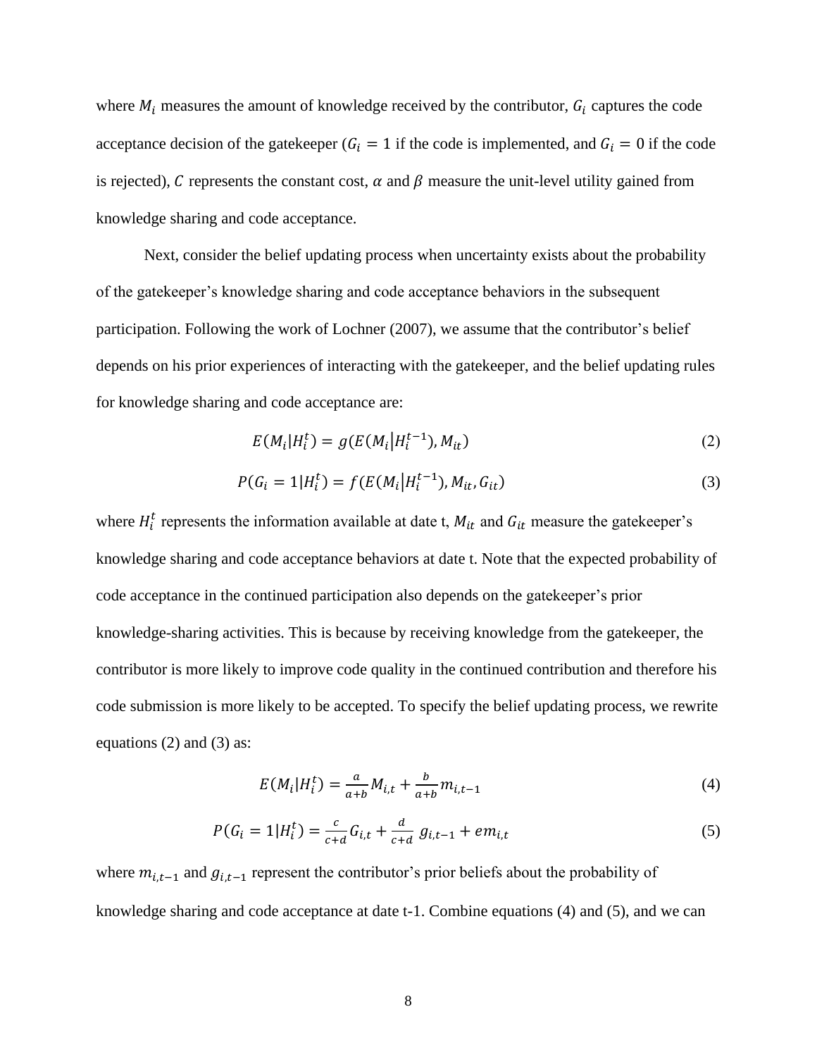where $M_i$ measures the amount of knowledge received by the contributor, $G_i$ captures the code acceptance decision of the gatekeeper ($G_i = 1$ if the code is implemented, and $G_i = 0$ if the code is rejected), $C$ represents the constant cost, $\alpha$ and $\beta$ measure the unit-level utility gained from knowledge sharing and code acceptance.

Next, consider the belief updating process when uncertainty exists about the probability of the gatekeeper's knowledge sharing and code acceptance behaviors in the subsequent participation. Following the work of Lochner (2007), we assume that the contributor's belief depends on his prior experiences of interacting with the gatekeeper, and the belief updating rules for knowledge sharing and code acceptance are:

$$E(M_i|H_i^t) = g(E(M_i|H_i^{t-1}), M_{it}) \tag{2}$$

$$P(G_i = 1|H_i^t) = f(E(M_i|H_i^{t-1}), M_{it}, G_{it}) \tag{3}$$

where $H_i^t$ represents the information available at date t, $M_{it}$ and $G_{it}$ measure the gatekeeper's knowledge sharing and code acceptance behaviors at date t. Note that the expected probability of code acceptance in the continued participation also depends on the gatekeeper's prior knowledge-sharing activities. This is because by receiving knowledge from the gatekeeper, the contributor is more likely to improve code quality in the continued contribution and therefore his code submission is more likely to be accepted. To specify the belief updating process, we rewrite equations (2) and (3) as:

$$E(M_i|H_i^t) = \frac{a}{a+b} M_{i,t} + \frac{b}{a+b} m_{i,t-1} \tag{4}$$

$$P(G_i = 1|H_i^t) = \frac{c}{c+d} G_{i,t} + \frac{d}{c+d} g_{i,t-1} + e m_{i,t} \tag{5}$$

where $m_{i,t-1}$ and $g_{i,t-1}$ represent the contributor's prior beliefs about the probability of knowledge sharing and code acceptance at date t-1. Combine equations (4) and (5), and we can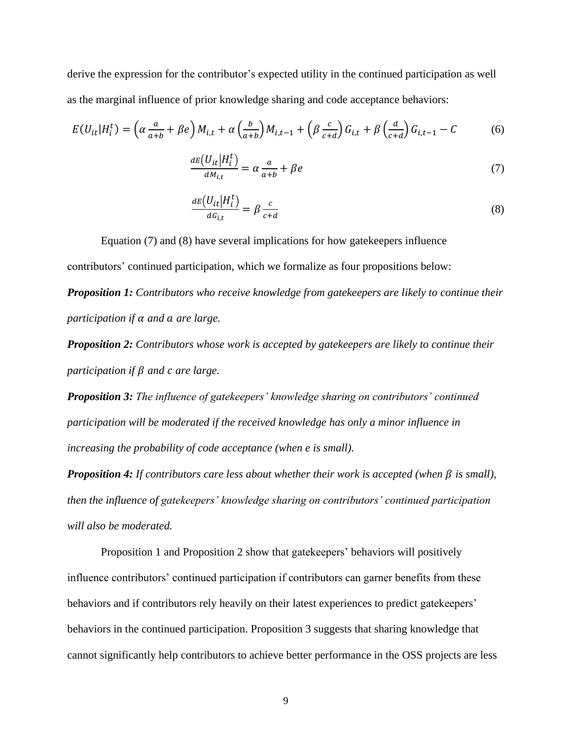derive the expression for the contributor's expected utility in the continued participation as well as the marginal influence of prior knowledge sharing and code acceptance behaviors:

$$E(U_{it}|H_i^t) = \left(\alpha \frac{a}{a+b} + \beta e\right) M_{i,t} + \alpha \left(\frac{b}{a+b}\right) M_{i,t-1} + \left(\beta \frac{c}{c+d}\right) G_{i,t} + \beta \left(\frac{d}{c+d}\right) G_{i,t-1} - C \tag{6}$$

$$\frac{dE(U_{it}|H_i^t)}{dM_{i,t}} = \alpha \frac{a}{a+b} + \beta e \tag{7}$$

$$\frac{dE(U_{it}|H_i^t)}{dG_{i,t}} = \beta \frac{c}{c+d} \tag{8}$$

Equation (7) and (8) have several implications for how gatekeepers influence contributors' continued participation, which we formalize as four propositions below:

***Proposition 1:*** *Contributors who receive knowledge from gatekeepers are likely to continue their participation if $\alpha$ and $a$ are large.*

***Proposition 2:*** *Contributors whose work is accepted by gatekeepers are likely to continue their participation if $\beta$ and $c$ are large.*

***Proposition 3:*** *The influence of gatekeepers' knowledge sharing on contributors' continued participation will be moderated if the received knowledge has only a minor influence in increasing the probability of code acceptance (when $e$ is small).*

***Proposition 4:*** *If contributors care less about whether their work is accepted (when $\beta$ is small), then the influence of gatekeepers' knowledge sharing on contributors' continued participation will also be moderated.*

Proposition 1 and Proposition 2 show that gatekeepers' behaviors will positively influence contributors' continued participation if contributors can garner benefits from these behaviors and if contributors rely heavily on their latest experiences to predict gatekeepers' behaviors in the continued participation. Proposition 3 suggests that sharing knowledge that cannot significantly help contributors to achieve better performance in the OSS projects are less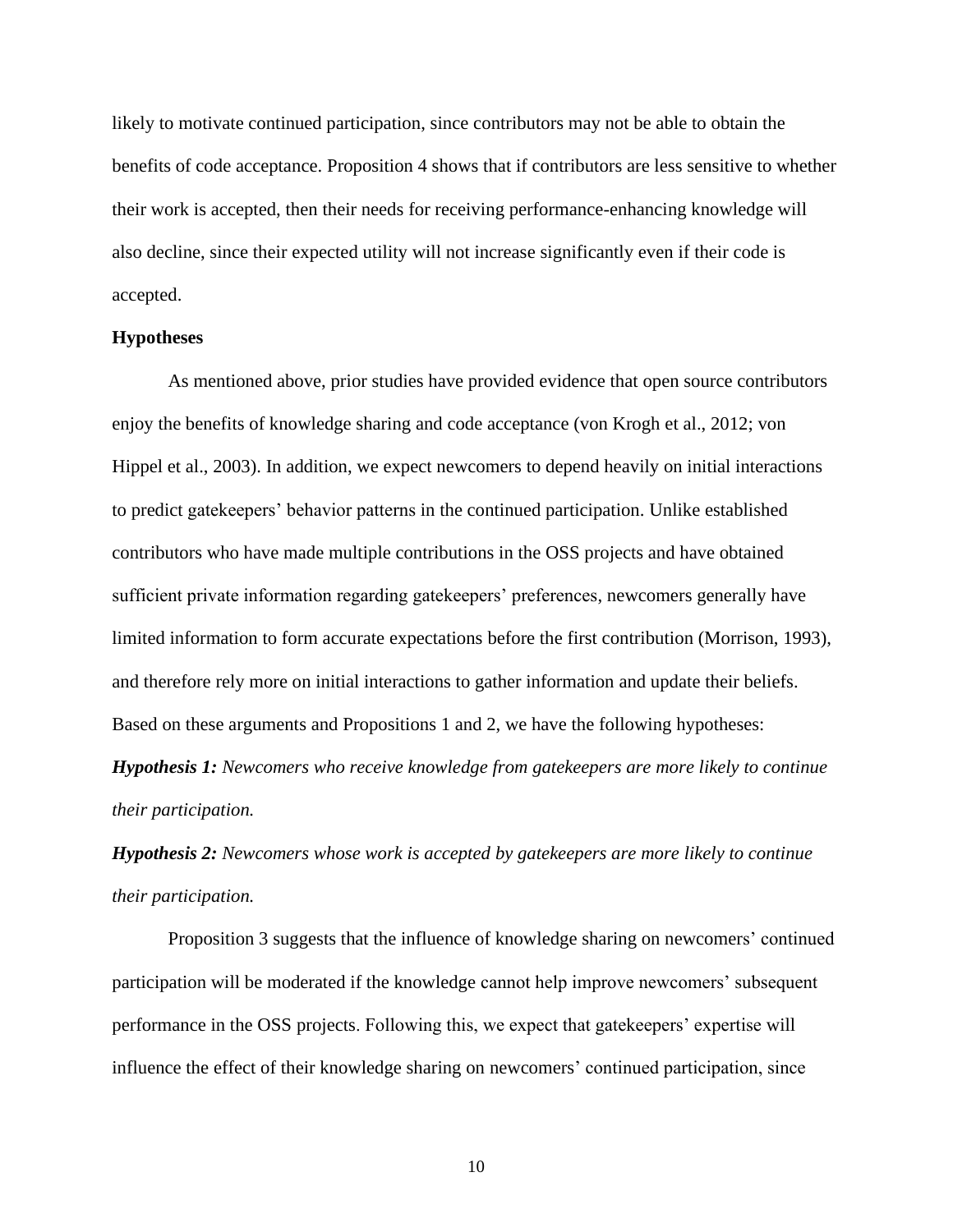likely to motivate continued participation, since contributors may not be able to obtain the benefits of code acceptance. Proposition 4 shows that if contributors are less sensitive to whether their work is accepted, then their needs for receiving performance-enhancing knowledge will also decline, since their expected utility will not increase significantly even if their code is accepted.

**Hypotheses**

As mentioned above, prior studies have provided evidence that open source contributors enjoy the benefits of knowledge sharing and code acceptance (von Krogh et al., 2012; von Hippel et al., 2003). In addition, we expect newcomers to depend heavily on initial interactions to predict gatekeepers' behavior patterns in the continued participation. Unlike established contributors who have made multiple contributions in the OSS projects and have obtained sufficient private information regarding gatekeepers' preferences, newcomers generally have limited information to form accurate expectations before the first contribution (Morrison, 1993), and therefore rely more on initial interactions to gather information and update their beliefs. Based on these arguments and Propositions 1 and 2, we have the following hypotheses:

***Hypothesis 1:*** *Newcomers who receive knowledge from gatekeepers are more likely to continue their participation.*

***Hypothesis 2:*** *Newcomers whose work is accepted by gatekeepers are more likely to continue their participation.*

Proposition 3 suggests that the influence of knowledge sharing on newcomers' continued participation will be moderated if the knowledge cannot help improve newcomers' subsequent performance in the OSS projects. Following this, we expect that gatekeepers' expertise will influence the effect of their knowledge sharing on newcomers' continued participation, since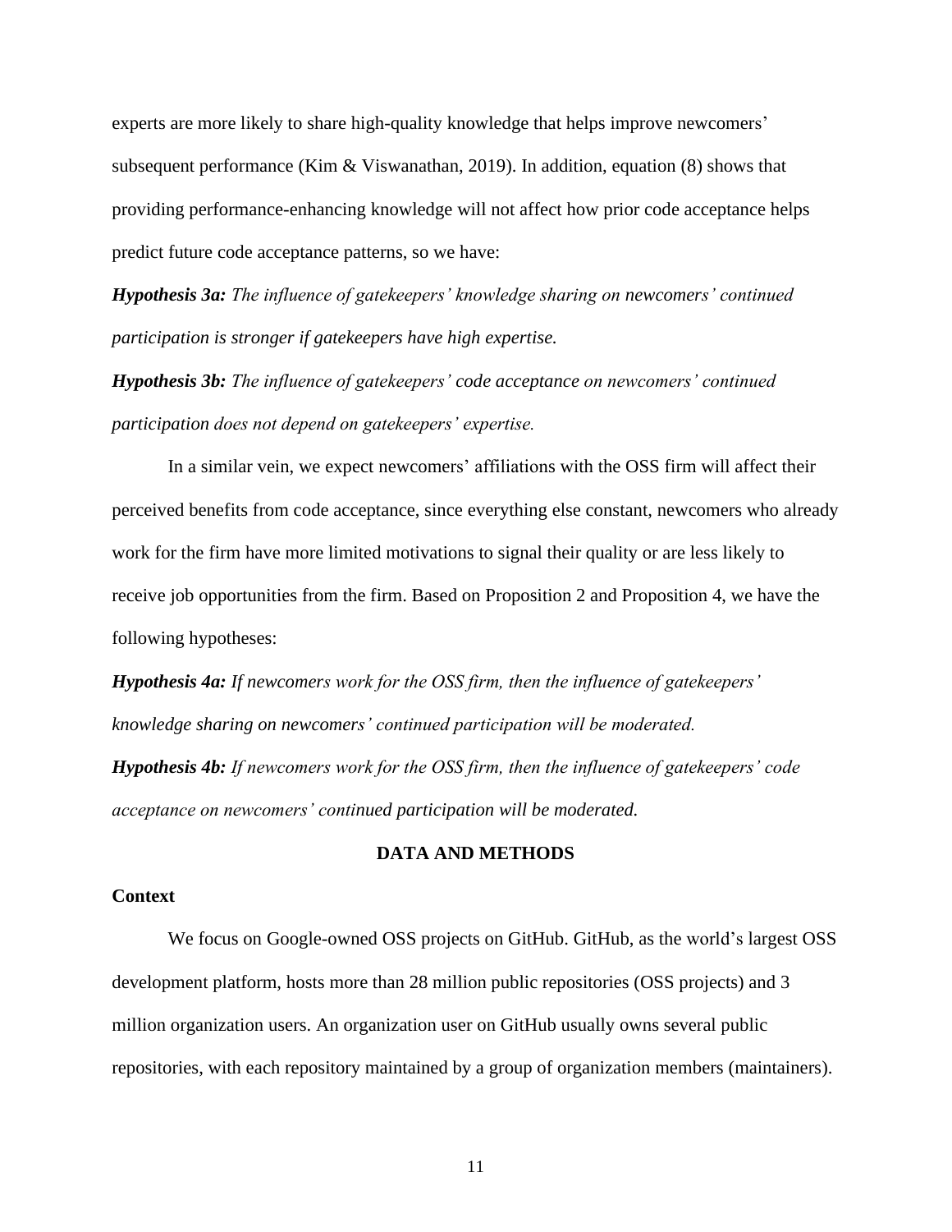experts are more likely to share high-quality knowledge that helps improve newcomers' subsequent performance (Kim & Viswanathan, 2019). In addition, equation (8) shows that providing performance-enhancing knowledge will not affect how prior code acceptance helps predict future code acceptance patterns, so we have:

***Hypothesis 3a:*** *The influence of gatekeepers' knowledge sharing on newcomers' continued participation is stronger if gatekeepers have high expertise.*

***Hypothesis 3b:*** *The influence of gatekeepers' code acceptance on newcomers' continued participation does not depend on gatekeepers' expertise.*

In a similar vein, we expect newcomers' affiliations with the OSS firm will affect their perceived benefits from code acceptance, since everything else constant, newcomers who already work for the firm have more limited motivations to signal their quality or are less likely to receive job opportunities from the firm. Based on Proposition 2 and Proposition 4, we have the following hypotheses:

***Hypothesis 4a:*** *If newcomers work for the OSS firm, then the influence of gatekeepers' knowledge sharing on newcomers' continued participation will be moderated.*

***Hypothesis 4b:*** *If newcomers work for the OSS firm, then the influence of gatekeepers' code acceptance on newcomers' continued participation will be moderated.*

## DATA AND METHODS

### Context

We focus on Google-owned OSS projects on GitHub. GitHub, as the world's largest OSS development platform, hosts more than 28 million public repositories (OSS projects) and 3 million organization users. An organization user on GitHub usually owns several public repositories, with each repository maintained by a group of organization members (maintainers).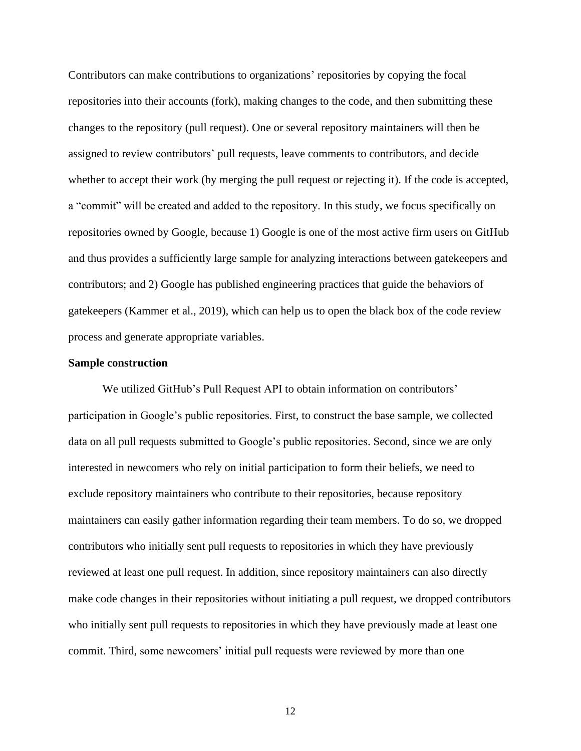Contributors can make contributions to organizations' repositories by copying the focal repositories into their accounts (fork), making changes to the code, and then submitting these changes to the repository (pull request). One or several repository maintainers will then be assigned to review contributors' pull requests, leave comments to contributors, and decide whether to accept their work (by merging the pull request or rejecting it). If the code is accepted, a "commit" will be created and added to the repository. In this study, we focus specifically on repositories owned by Google, because 1) Google is one of the most active firm users on GitHub and thus provides a sufficiently large sample for analyzing interactions between gatekeepers and contributors; and 2) Google has published engineering practices that guide the behaviors of gatekeepers (Kammer et al., 2019), which can help us to open the black box of the code review process and generate appropriate variables.

**Sample construction**

We utilized GitHub's Pull Request API to obtain information on contributors' participation in Google's public repositories. First, to construct the base sample, we collected data on all pull requests submitted to Google's public repositories. Second, since we are only interested in newcomers who rely on initial participation to form their beliefs, we need to exclude repository maintainers who contribute to their repositories, because repository maintainers can easily gather information regarding their team members. To do so, we dropped contributors who initially sent pull requests to repositories in which they have previously reviewed at least one pull request. In addition, since repository maintainers can also directly make code changes in their repositories without initiating a pull request, we dropped contributors who initially sent pull requests to repositories in which they have previously made at least one commit. Third, some newcomers' initial pull requests were reviewed by more than one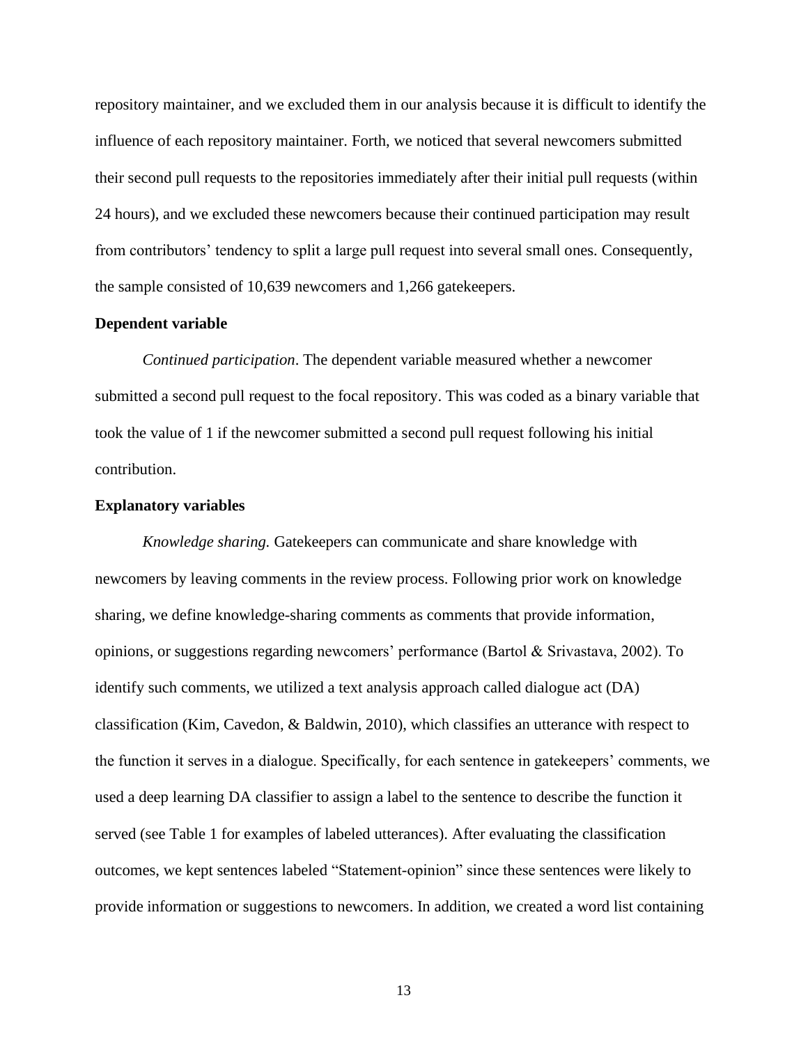repository maintainer, and we excluded them in our analysis because it is difficult to identify the influence of each repository maintainer. Forth, we noticed that several newcomers submitted their second pull requests to the repositories immediately after their initial pull requests (within 24 hours), and we excluded these newcomers because their continued participation may result from contributors' tendency to split a large pull request into several small ones. Consequently, the sample consisted of 10,639 newcomers and 1,266 gatekeepers.

**Dependent variable**

*Continued participation*. The dependent variable measured whether a newcomer submitted a second pull request to the focal repository. This was coded as a binary variable that took the value of 1 if the newcomer submitted a second pull request following his initial contribution.

**Explanatory variables**

*Knowledge sharing.* Gatekeepers can communicate and share knowledge with newcomers by leaving comments in the review process. Following prior work on knowledge sharing, we define knowledge-sharing comments as comments that provide information, opinions, or suggestions regarding newcomers' performance (Bartol & Srivastava, 2002). To identify such comments, we utilized a text analysis approach called dialogue act (DA) classification (Kim, Cavedon, & Baldwin, 2010), which classifies an utterance with respect to the function it serves in a dialogue. Specifically, for each sentence in gatekeepers' comments, we used a deep learning DA classifier to assign a label to the sentence to describe the function it served (see Table 1 for examples of labeled utterances). After evaluating the classification outcomes, we kept sentences labeled "Statement-opinion" since these sentences were likely to provide information or suggestions to newcomers. In addition, we created a word list containing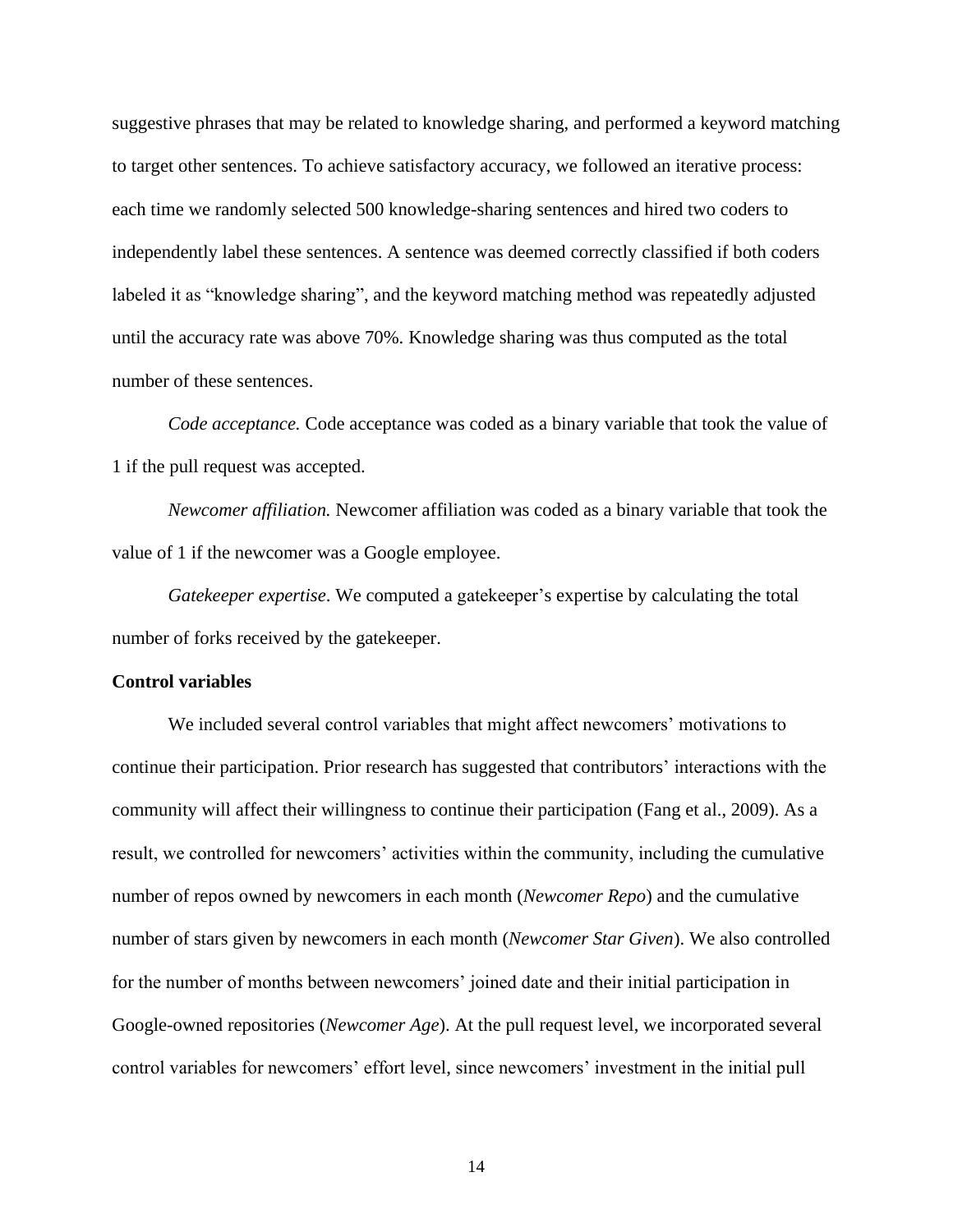suggestive phrases that may be related to knowledge sharing, and performed a keyword matching to target other sentences. To achieve satisfactory accuracy, we followed an iterative process: each time we randomly selected 500 knowledge-sharing sentences and hired two coders to independently label these sentences. A sentence was deemed correctly classified if both coders labeled it as "knowledge sharing", and the keyword matching method was repeatedly adjusted until the accuracy rate was above 70%. Knowledge sharing was thus computed as the total number of these sentences.

*Code acceptance.* Code acceptance was coded as a binary variable that took the value of 1 if the pull request was accepted.

*Newcomer affiliation.* Newcomer affiliation was coded as a binary variable that took the value of 1 if the newcomer was a Google employee.

*Gatekeeper expertise*. We computed a gatekeeper's expertise by calculating the total number of forks received by the gatekeeper.

**Control variables**

We included several control variables that might affect newcomers' motivations to continue their participation. Prior research has suggested that contributors' interactions with the community will affect their willingness to continue their participation (Fang et al., 2009). As a result, we controlled for newcomers' activities within the community, including the cumulative number of repos owned by newcomers in each month (*Newcomer Repo*) and the cumulative number of stars given by newcomers in each month (*Newcomer Star Given*). We also controlled for the number of months between newcomers' joined date and their initial participation in Google-owned repositories (*Newcomer Age*). At the pull request level, we incorporated several control variables for newcomers' effort level, since newcomers' investment in the initial pull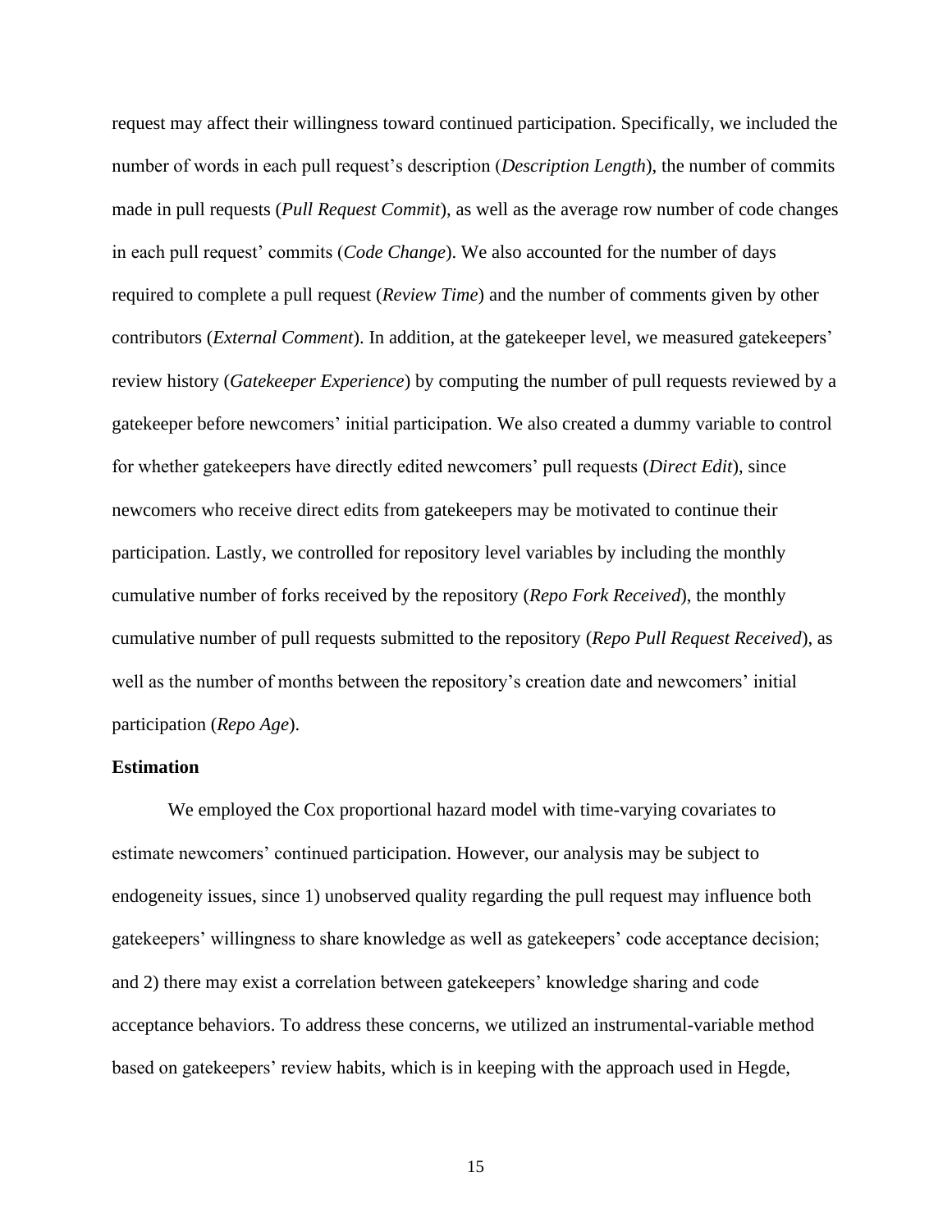request may affect their willingness toward continued participation. Specifically, we included the number of words in each pull request's description (*Description Length*), the number of commits made in pull requests (*Pull Request Commit*), as well as the average row number of code changes in each pull request' commits (*Code Change*). We also accounted for the number of days required to complete a pull request (*Review Time*) and the number of comments given by other contributors (*External Comment*). In addition, at the gatekeeper level, we measured gatekeepers' review history (*Gatekeeper Experience*) by computing the number of pull requests reviewed by a gatekeeper before newcomers' initial participation. We also created a dummy variable to control for whether gatekeepers have directly edited newcomers' pull requests (*Direct Edit*), since newcomers who receive direct edits from gatekeepers may be motivated to continue their participation. Lastly, we controlled for repository level variables by including the monthly cumulative number of forks received by the repository (*Repo Fork Received*), the monthly cumulative number of pull requests submitted to the repository (*Repo Pull Request Received*), as well as the number of months between the repository's creation date and newcomers' initial participation (*Repo Age*).

**Estimation**

We employed the Cox proportional hazard model with time-varying covariates to estimate newcomers' continued participation. However, our analysis may be subject to endogeneity issues, since 1) unobserved quality regarding the pull request may influence both gatekeepers' willingness to share knowledge as well as gatekeepers' code acceptance decision; and 2) there may exist a correlation between gatekeepers' knowledge sharing and code acceptance behaviors. To address these concerns, we utilized an instrumental-variable method based on gatekeepers' review habits, which is in keeping with the approach used in Hegde,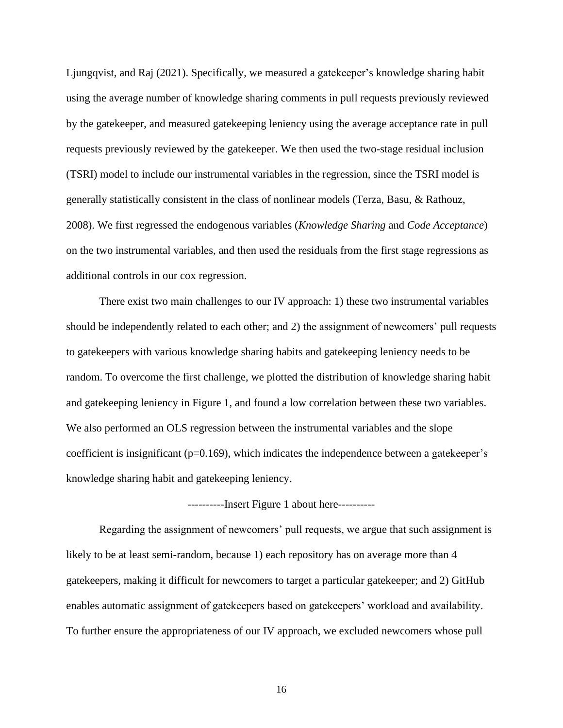Ljungqvist, and Raj (2021). Specifically, we measured a gatekeeper's knowledge sharing habit using the average number of knowledge sharing comments in pull requests previously reviewed by the gatekeeper, and measured gatekeeping leniency using the average acceptance rate in pull requests previously reviewed by the gatekeeper. We then used the two-stage residual inclusion (TSRI) model to include our instrumental variables in the regression, since the TSRI model is generally statistically consistent in the class of nonlinear models (Terza, Basu, & Rathouz, 2008). We first regressed the endogenous variables (*Knowledge Sharing* and *Code Acceptance*) on the two instrumental variables, and then used the residuals from the first stage regressions as additional controls in our cox regression.

There exist two main challenges to our IV approach: 1) these two instrumental variables should be independently related to each other; and 2) the assignment of newcomers' pull requests to gatekeepers with various knowledge sharing habits and gatekeeping leniency needs to be random. To overcome the first challenge, we plotted the distribution of knowledge sharing habit and gatekeeping leniency in Figure 1, and found a low correlation between these two variables. We also performed an OLS regression between the instrumental variables and the slope coefficient is insignificant ($p=0.169$), which indicates the independence between a gatekeeper's knowledge sharing habit and gatekeeping leniency.

----------Insert Figure 1 about here----------

Regarding the assignment of newcomers' pull requests, we argue that such assignment is likely to be at least semi-random, because 1) each repository has on average more than 4 gatekeepers, making it difficult for newcomers to target a particular gatekeeper; and 2) GitHub enables automatic assignment of gatekeepers based on gatekeepers' workload and availability. To further ensure the appropriateness of our IV approach, we excluded newcomers whose pull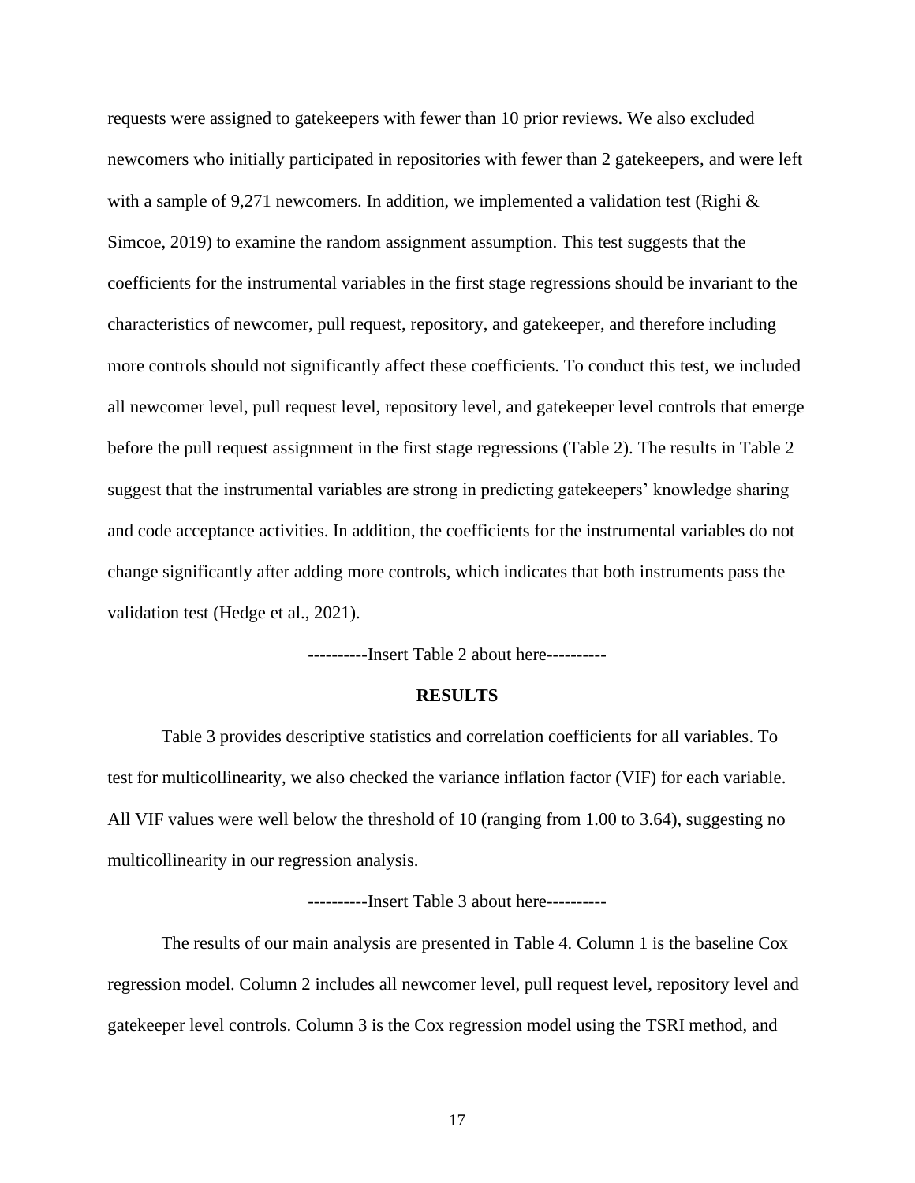requests were assigned to gatekeepers with fewer than 10 prior reviews. We also excluded newcomers who initially participated in repositories with fewer than 2 gatekeepers, and were left with a sample of 9,271 newcomers. In addition, we implemented a validation test (Righi & Simcoe, 2019) to examine the random assignment assumption. This test suggests that the coefficients for the instrumental variables in the first stage regressions should be invariant to the characteristics of newcomer, pull request, repository, and gatekeeper, and therefore including more controls should not significantly affect these coefficients. To conduct this test, we included all newcomer level, pull request level, repository level, and gatekeeper level controls that emerge before the pull request assignment in the first stage regressions (Table 2). The results in Table 2 suggest that the instrumental variables are strong in predicting gatekeepers' knowledge sharing and code acceptance activities. In addition, the coefficients for the instrumental variables do not change significantly after adding more controls, which indicates that both instruments pass the validation test (Hedge et al., 2021).

----------Insert Table 2 about here----------

## RESULTS

Table 3 provides descriptive statistics and correlation coefficients for all variables. To test for multicollinearity, we also checked the variance inflation factor (VIF) for each variable. All VIF values were well below the threshold of 10 (ranging from 1.00 to 3.64), suggesting no multicollinearity in our regression analysis.

----------Insert Table 3 about here----------

The results of our main analysis are presented in Table 4. Column 1 is the baseline Cox regression model. Column 2 includes all newcomer level, pull request level, repository level and gatekeeper level controls. Column 3 is the Cox regression model using the TSRI method, and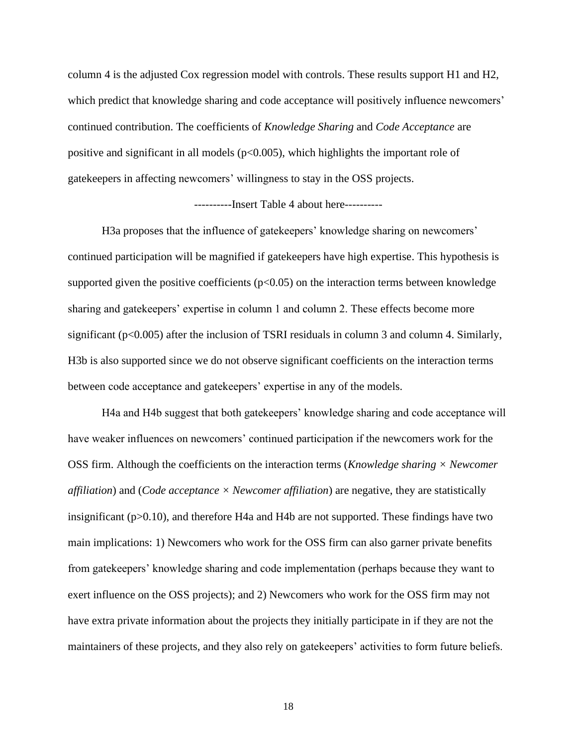column 4 is the adjusted Cox regression model with controls. These results support H1 and H2, which predict that knowledge sharing and code acceptance will positively influence newcomers' continued contribution. The coefficients of *Knowledge Sharing* and *Code Acceptance* are positive and significant in all models ($p<0.005$), which highlights the important role of gatekeepers in affecting newcomers' willingness to stay in the OSS projects.

----------Insert Table 4 about here----------

H3a proposes that the influence of gatekeepers' knowledge sharing on newcomers' continued participation will be magnified if gatekeepers have high expertise. This hypothesis is supported given the positive coefficients ($p<0.05$) on the interaction terms between knowledge sharing and gatekeepers' expertise in column 1 and column 2. These effects become more significant ($p<0.005$) after the inclusion of TSRI residuals in column 3 and column 4. Similarly, H3b is also supported since we do not observe significant coefficients on the interaction terms between code acceptance and gatekeepers' expertise in any of the models.

H4a and H4b suggest that both gatekeepers' knowledge sharing and code acceptance will have weaker influences on newcomers' continued participation if the newcomers work for the OSS firm. Although the coefficients on the interaction terms (*Knowledge sharing × Newcomer affiliation*) and (*Code acceptance × Newcomer affiliation*) are negative, they are statistically insignificant ($p>0.10$), and therefore H4a and H4b are not supported. These findings have two main implications: 1) Newcomers who work for the OSS firm can also garner private benefits from gatekeepers' knowledge sharing and code implementation (perhaps because they want to exert influence on the OSS projects); and 2) Newcomers who work for the OSS firm may not have extra private information about the projects they initially participate in if they are not the maintainers of these projects, and they also rely on gatekeepers' activities to form future beliefs.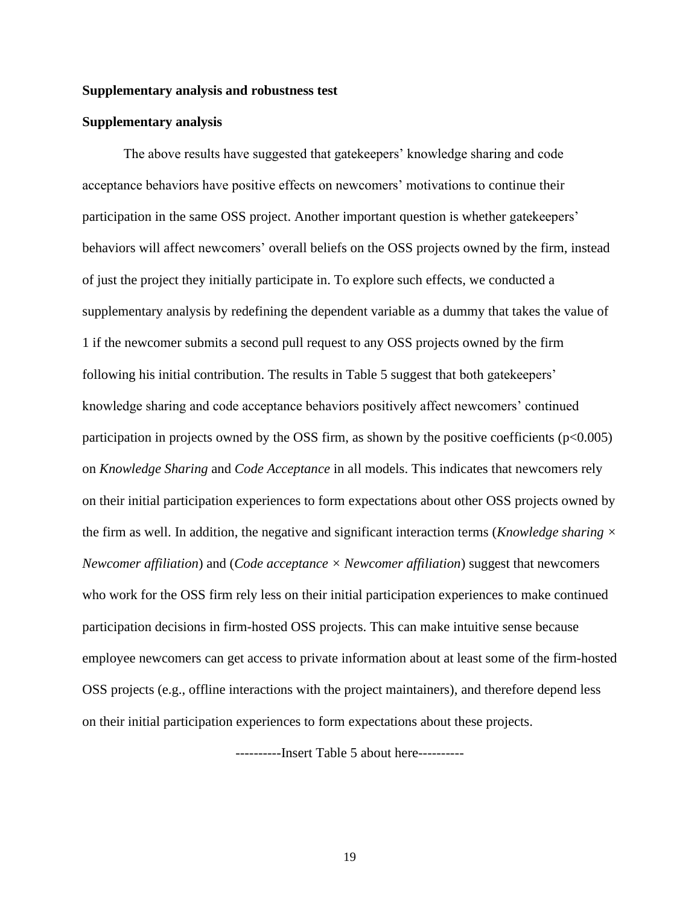## Supplementary analysis and robustness test

### Supplementary analysis

The above results have suggested that gatekeepers' knowledge sharing and code acceptance behaviors have positive effects on newcomers' motivations to continue their participation in the same OSS project. Another important question is whether gatekeepers' behaviors will affect newcomers' overall beliefs on the OSS projects owned by the firm, instead of just the project they initially participate in. To explore such effects, we conducted a supplementary analysis by redefining the dependent variable as a dummy that takes the value of 1 if the newcomer submits a second pull request to any OSS projects owned by the firm following his initial contribution. The results in Table 5 suggest that both gatekeepers' knowledge sharing and code acceptance behaviors positively affect newcomers' continued participation in projects owned by the OSS firm, as shown by the positive coefficients ($p<0.005$) on *Knowledge Sharing* and *Code Acceptance* in all models. This indicates that newcomers rely on their initial participation experiences to form expectations about other OSS projects owned by the firm as well. In addition, the negative and significant interaction terms (*Knowledge sharing* × *Newcomer affiliation*) and (*Code acceptance* × *Newcomer affiliation*) suggest that newcomers who work for the OSS firm rely less on their initial participation experiences to make continued participation decisions in firm-hosted OSS projects. This can make intuitive sense because employee newcomers can get access to private information about at least some of the firm-hosted OSS projects (e.g., offline interactions with the project maintainers), and therefore depend less on their initial participation experiences to form expectations about these projects.

----------Insert Table 5 about here----------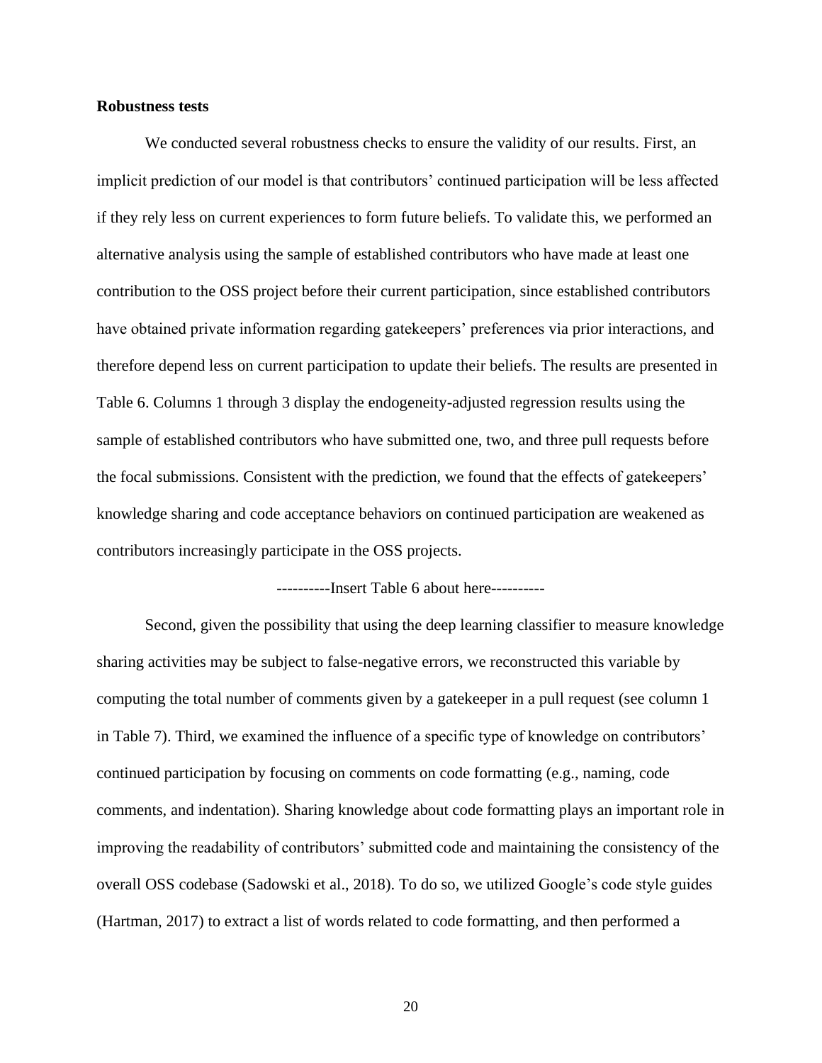**Robustness tests**

We conducted several robustness checks to ensure the validity of our results. First, an implicit prediction of our model is that contributors' continued participation will be less affected if they rely less on current experiences to form future beliefs. To validate this, we performed an alternative analysis using the sample of established contributors who have made at least one contribution to the OSS project before their current participation, since established contributors have obtained private information regarding gatekeepers' preferences via prior interactions, and therefore depend less on current participation to update their beliefs. The results are presented in Table 6. Columns 1 through 3 display the endogeneity-adjusted regression results using the sample of established contributors who have submitted one, two, and three pull requests before the focal submissions. Consistent with the prediction, we found that the effects of gatekeepers' knowledge sharing and code acceptance behaviors on continued participation are weakened as contributors increasingly participate in the OSS projects.

----------Insert Table 6 about here----------

Second, given the possibility that using the deep learning classifier to measure knowledge sharing activities may be subject to false-negative errors, we reconstructed this variable by computing the total number of comments given by a gatekeeper in a pull request (see column 1 in Table 7). Third, we examined the influence of a specific type of knowledge on contributors' continued participation by focusing on comments on code formatting (e.g., naming, code comments, and indentation). Sharing knowledge about code formatting plays an important role in improving the readability of contributors' submitted code and maintaining the consistency of the overall OSS codebase (Sadowski et al., 2018). To do so, we utilized Google's code style guides (Hartman, 2017) to extract a list of words related to code formatting, and then performed a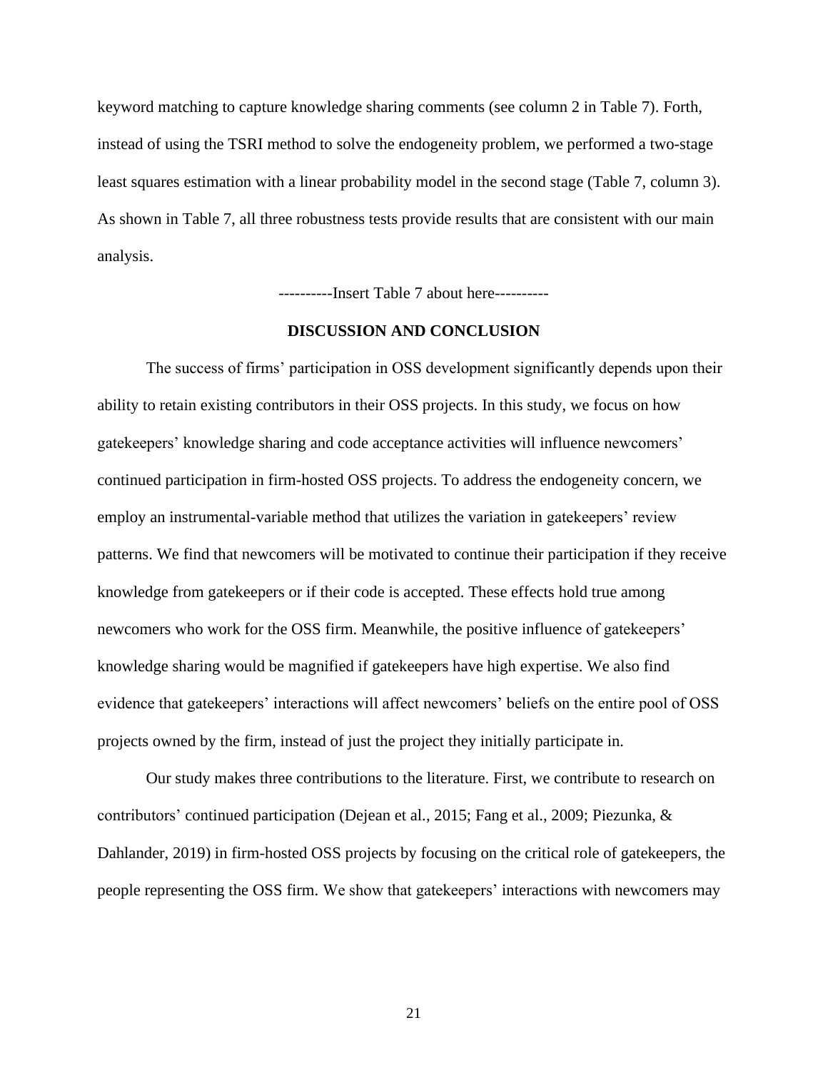keyword matching to capture knowledge sharing comments (see column 2 in Table 7). Forth, instead of using the TSRI method to solve the endogeneity problem, we performed a two-stage least squares estimation with a linear probability model in the second stage (Table 7, column 3). As shown in Table 7, all three robustness tests provide results that are consistent with our main analysis.

----------Insert Table 7 about here----------

## DISCUSSION AND CONCLUSION

The success of firms' participation in OSS development significantly depends upon their ability to retain existing contributors in their OSS projects. In this study, we focus on how gatekeepers' knowledge sharing and code acceptance activities will influence newcomers' continued participation in firm-hosted OSS projects. To address the endogeneity concern, we employ an instrumental-variable method that utilizes the variation in gatekeepers' review patterns. We find that newcomers will be motivated to continue their participation if they receive knowledge from gatekeepers or if their code is accepted. These effects hold true among newcomers who work for the OSS firm. Meanwhile, the positive influence of gatekeepers' knowledge sharing would be magnified if gatekeepers have high expertise. We also find evidence that gatekeepers' interactions will affect newcomers' beliefs on the entire pool of OSS projects owned by the firm, instead of just the project they initially participate in.

Our study makes three contributions to the literature. First, we contribute to research on contributors' continued participation (Dejean et al., 2015; Fang et al., 2009; Piezunka, & Dahlander, 2019) in firm-hosted OSS projects by focusing on the critical role of gatekeepers, the people representing the OSS firm. We show that gatekeepers' interactions with newcomers may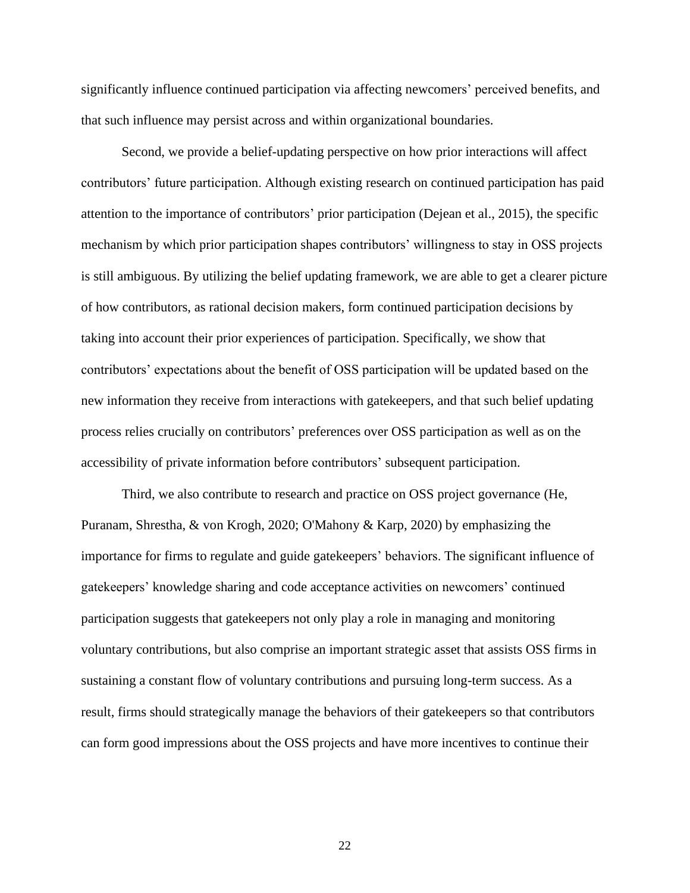significantly influence continued participation via affecting newcomers' perceived benefits, and that such influence may persist across and within organizational boundaries.

Second, we provide a belief-updating perspective on how prior interactions will affect contributors' future participation. Although existing research on continued participation has paid attention to the importance of contributors' prior participation (Dejean et al., 2015), the specific mechanism by which prior participation shapes contributors' willingness to stay in OSS projects is still ambiguous. By utilizing the belief updating framework, we are able to get a clearer picture of how contributors, as rational decision makers, form continued participation decisions by taking into account their prior experiences of participation. Specifically, we show that contributors' expectations about the benefit of OSS participation will be updated based on the new information they receive from interactions with gatekeepers, and that such belief updating process relies crucially on contributors' preferences over OSS participation as well as on the accessibility of private information before contributors' subsequent participation.

Third, we also contribute to research and practice on OSS project governance (He, Puranam, Shrestha, & von Krogh, 2020; O'Mahony & Karp, 2020) by emphasizing the importance for firms to regulate and guide gatekeepers' behaviors. The significant influence of gatekeepers' knowledge sharing and code acceptance activities on newcomers' continued participation suggests that gatekeepers not only play a role in managing and monitoring voluntary contributions, but also comprise an important strategic asset that assists OSS firms in sustaining a constant flow of voluntary contributions and pursuing long-term success. As a result, firms should strategically manage the behaviors of their gatekeepers so that contributors can form good impressions about the OSS projects and have more incentives to continue their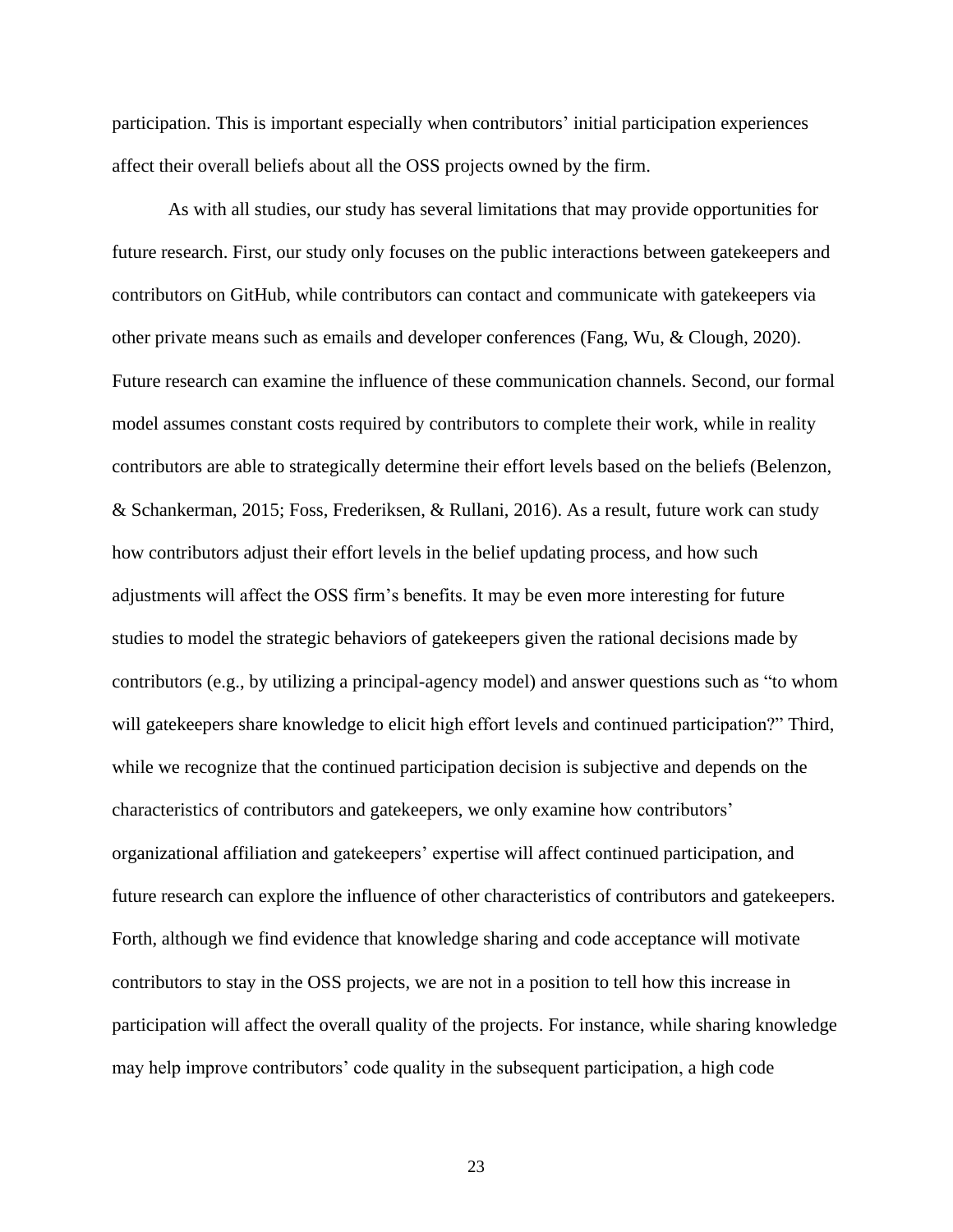participation. This is important especially when contributors' initial participation experiences affect their overall beliefs about all the OSS projects owned by the firm.

As with all studies, our study has several limitations that may provide opportunities for future research. First, our study only focuses on the public interactions between gatekeepers and contributors on GitHub, while contributors can contact and communicate with gatekeepers via other private means such as emails and developer conferences (Fang, Wu, & Clough, 2020). Future research can examine the influence of these communication channels. Second, our formal model assumes constant costs required by contributors to complete their work, while in reality contributors are able to strategically determine their effort levels based on the beliefs (Belenzon, & Schankerman, 2015; Foss, Frederiksen, & Rullani, 2016). As a result, future work can study how contributors adjust their effort levels in the belief updating process, and how such adjustments will affect the OSS firm's benefits. It may be even more interesting for future studies to model the strategic behaviors of gatekeepers given the rational decisions made by contributors (e.g., by utilizing a principal-agency model) and answer questions such as "to whom will gatekeepers share knowledge to elicit high effort levels and continued participation?" Third, while we recognize that the continued participation decision is subjective and depends on the characteristics of contributors and gatekeepers, we only examine how contributors' organizational affiliation and gatekeepers' expertise will affect continued participation, and future research can explore the influence of other characteristics of contributors and gatekeepers. Forth, although we find evidence that knowledge sharing and code acceptance will motivate contributors to stay in the OSS projects, we are not in a position to tell how this increase in participation will affect the overall quality of the projects. For instance, while sharing knowledge may help improve contributors' code quality in the subsequent participation, a high code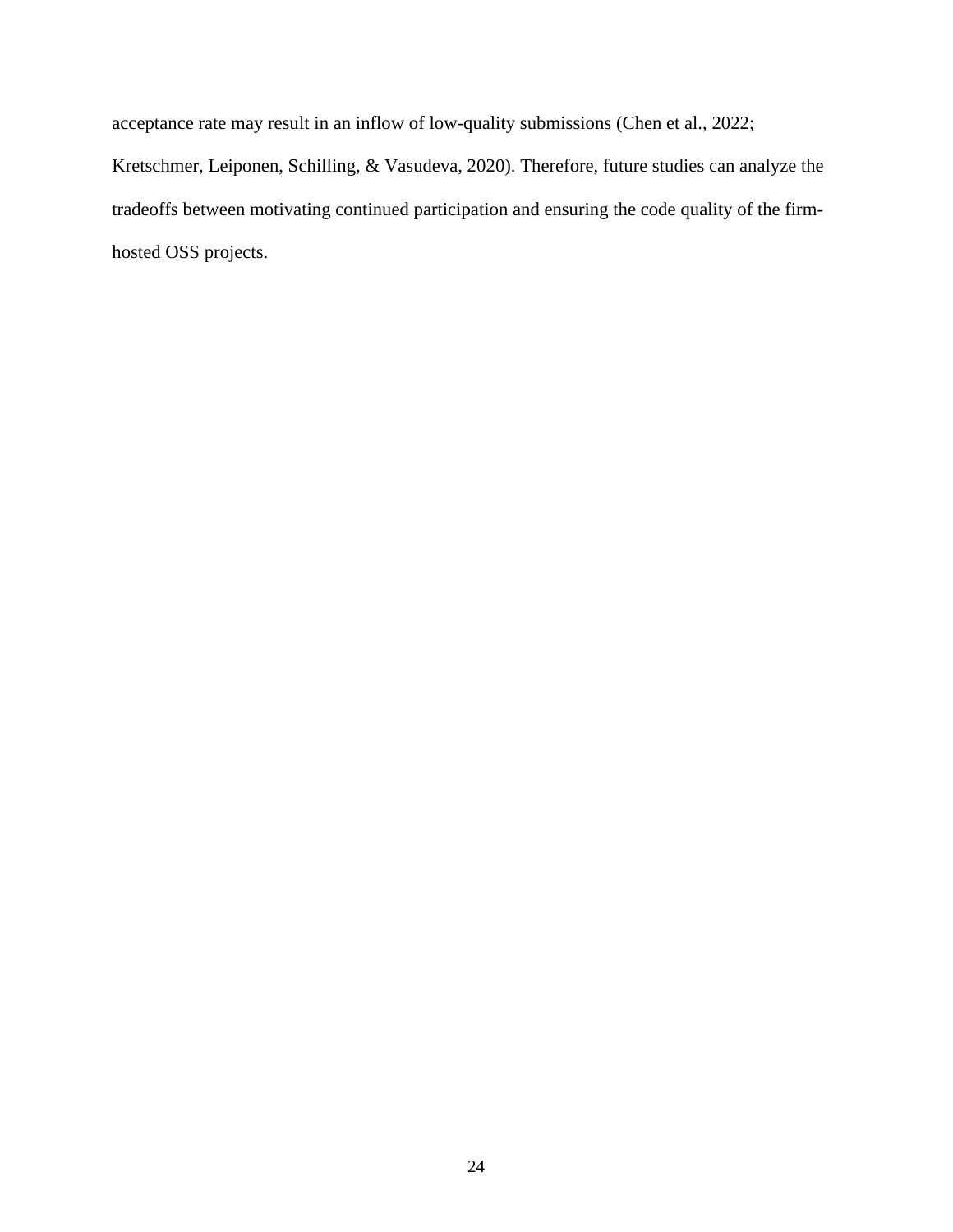acceptance rate may result in an inflow of low-quality submissions (Chen et al., 2022; Kretschmer, Leiponen, Schilling, & Vasudeva, 2020). Therefore, future studies can analyze the tradeoffs between motivating continued participation and ensuring the code quality of the firm-hosted OSS projects.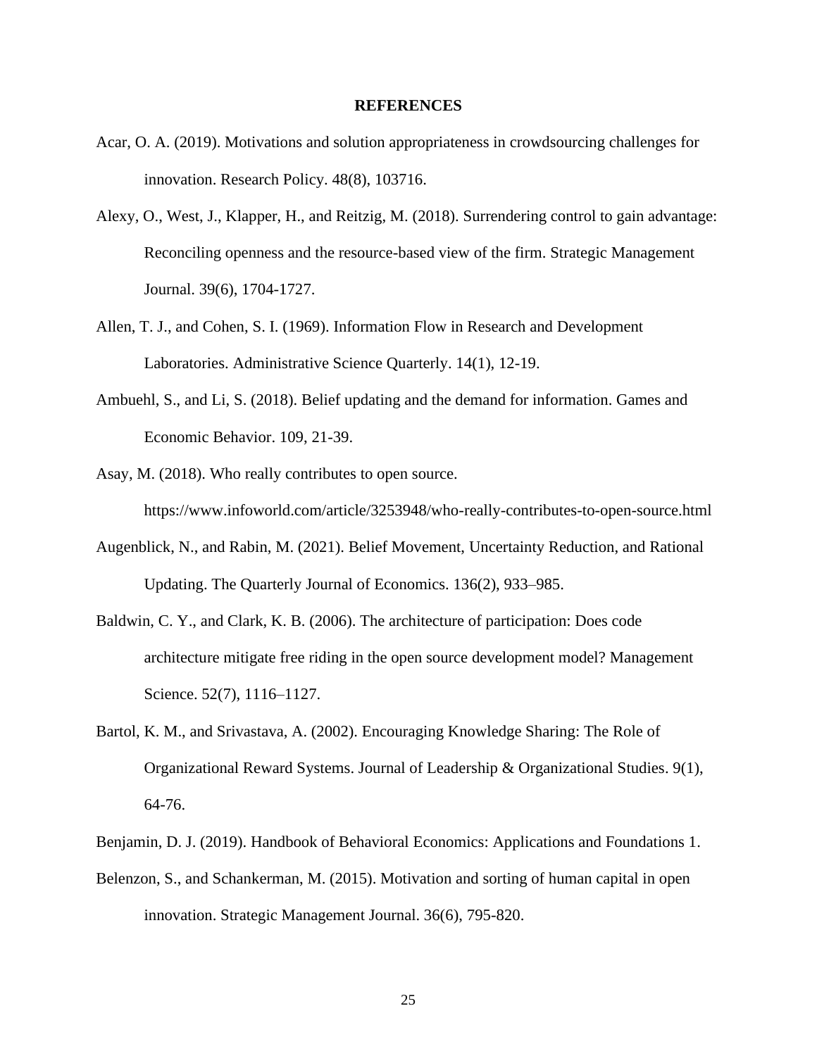## REFERENCES

Acar, O. A. (2019). Motivations and solution appropriateness in crowdsourcing challenges for innovation. Research Policy. 48(8), 103716.

Alexy, O., West, J., Klapper, H., and Reitzig, M. (2018). Surrendering control to gain advantage: Reconciling openness and the resource-based view of the firm. Strategic Management Journal. 39(6), 1704-1727.

Allen, T. J., and Cohen, S. I. (1969). Information Flow in Research and Development Laboratories. Administrative Science Quarterly. 14(1), 12-19.

Ambuehl, S., and Li, S. (2018). Belief updating and the demand for information. Games and Economic Behavior. 109, 21-39.

Asay, M. (2018). Who really contributes to open source. https://www.infoworld.com/article/3253948/who-really-contributes-to-open-source.html

Augenblick, N., and Rabin, M. (2021). Belief Movement, Uncertainty Reduction, and Rational Updating. The Quarterly Journal of Economics. 136(2), 933–985.

Baldwin, C. Y., and Clark, K. B. (2006). The architecture of participation: Does code architecture mitigate free riding in the open source development model? Management Science. 52(7), 1116–1127.

Bartol, K. M., and Srivastava, A. (2002). Encouraging Knowledge Sharing: The Role of Organizational Reward Systems. Journal of Leadership & Organizational Studies. 9(1), 64-76.

Benjamin, D. J. (2019). Handbook of Behavioral Economics: Applications and Foundations 1.

Belenzon, S., and Schankerman, M. (2015). Motivation and sorting of human capital in open innovation. Strategic Management Journal. 36(6), 795-820.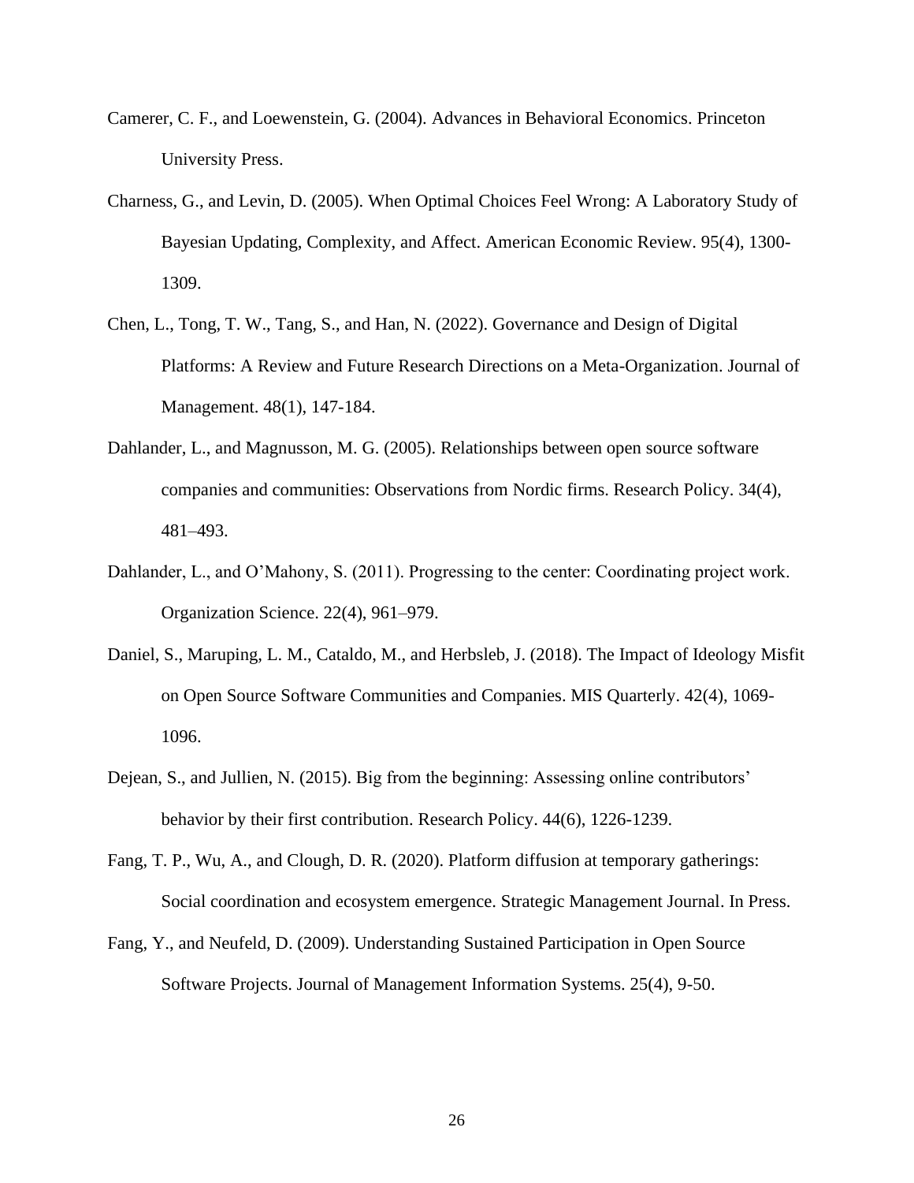Camerer, C. F., and Loewenstein, G. (2004). Advances in Behavioral Economics. Princeton University Press.

Charness, G., and Levin, D. (2005). When Optimal Choices Feel Wrong: A Laboratory Study of Bayesian Updating, Complexity, and Affect. American Economic Review. 95(4), 1300-1309.

Chen, L., Tong, T. W., Tang, S., and Han, N. (2022). Governance and Design of Digital Platforms: A Review and Future Research Directions on a Meta-Organization. Journal of Management. 48(1), 147-184.

Dahlander, L., and Magnusson, M. G. (2005). Relationships between open source software companies and communities: Observations from Nordic firms. Research Policy. 34(4), 481–493.

Dahlander, L., and O'Mahony, S. (2011). Progressing to the center: Coordinating project work. Organization Science. 22(4), 961–979.

Daniel, S., Maruping, L. M., Cataldo, M., and Herbsleb, J. (2018). The Impact of Ideology Misfit on Open Source Software Communities and Companies. MIS Quarterly. 42(4), 1069-1096.

Dejean, S., and Jullien, N. (2015). Big from the beginning: Assessing online contributors' behavior by their first contribution. Research Policy. 44(6), 1226-1239.

Fang, T. P., Wu, A., and Clough, D. R. (2020). Platform diffusion at temporary gatherings: Social coordination and ecosystem emergence. Strategic Management Journal. In Press.

Fang, Y., and Neufeld, D. (2009). Understanding Sustained Participation in Open Source Software Projects. Journal of Management Information Systems. 25(4), 9-50.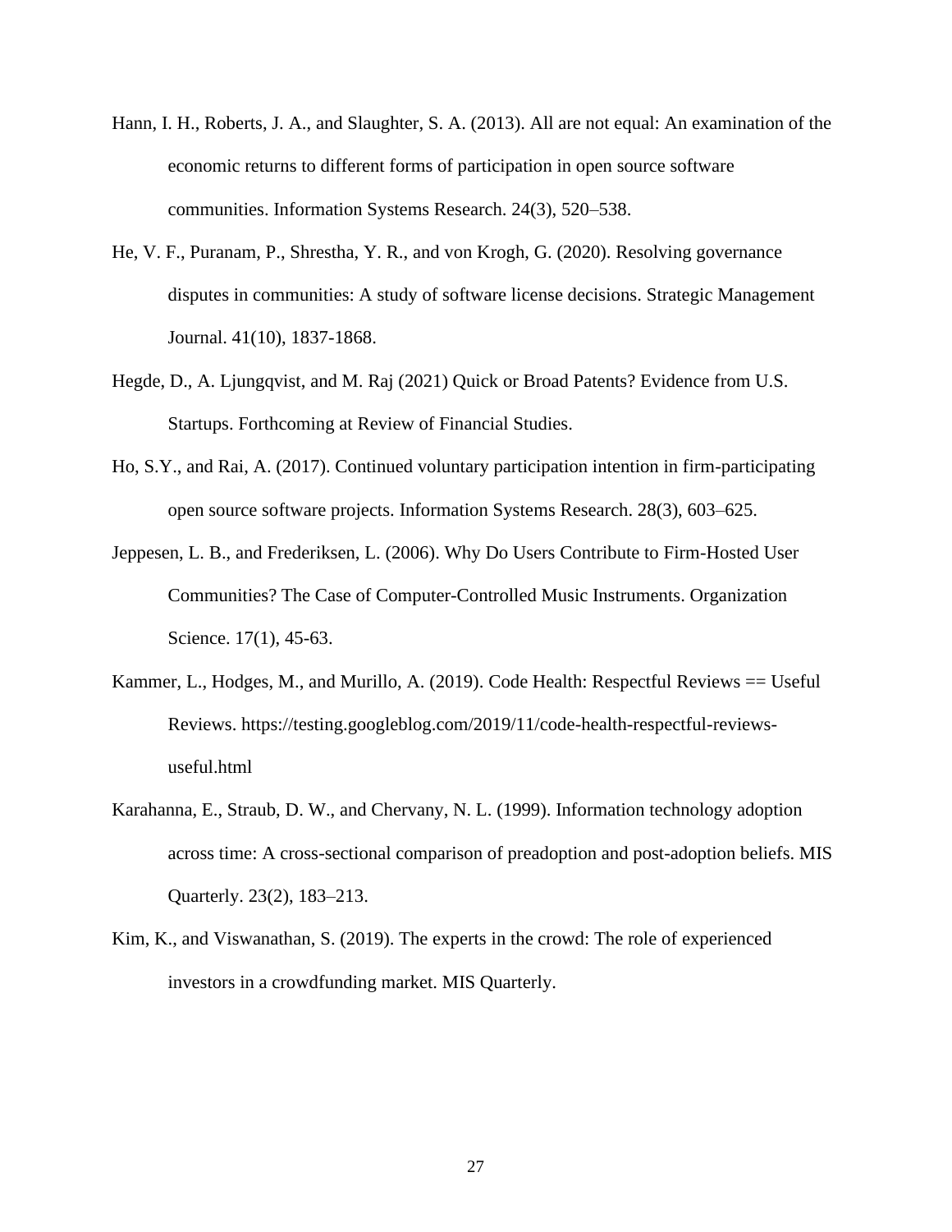Hann, I. H., Roberts, J. A., and Slaughter, S. A. (2013). All are not equal: An examination of the economic returns to different forms of participation in open source software communities. Information Systems Research. 24(3), 520–538.

He, V. F., Puranam, P., Shrestha, Y. R., and von Krogh, G. (2020). Resolving governance disputes in communities: A study of software license decisions. Strategic Management Journal. 41(10), 1837-1868.

Hegde, D., A. Ljungqvist, and M. Raj (2021) Quick or Broad Patents? Evidence from U.S. Startups. Forthcoming at Review of Financial Studies.

Ho, S.Y., and Rai, A. (2017). Continued voluntary participation intention in firm-participating open source software projects. Information Systems Research. 28(3), 603–625.

Jeppesen, L. B., and Frederiksen, L. (2006). Why Do Users Contribute to Firm-Hosted User Communities? The Case of Computer-Controlled Music Instruments. Organization Science. 17(1), 45-63.

Kammer, L., Hodges, M., and Murillo, A. (2019). Code Health: Respectful Reviews == Useful Reviews. https://testing.googleblog.com/2019/11/code-health-respectful-reviews-useful.html

Karahanna, E., Straub, D. W., and Chervany, N. L. (1999). Information technology adoption across time: A cross-sectional comparison of preadoption and post-adoption beliefs. MIS Quarterly. 23(2), 183–213.

Kim, K., and Viswanathan, S. (2019). The experts in the crowd: The role of experienced investors in a crowdfunding market. MIS Quarterly.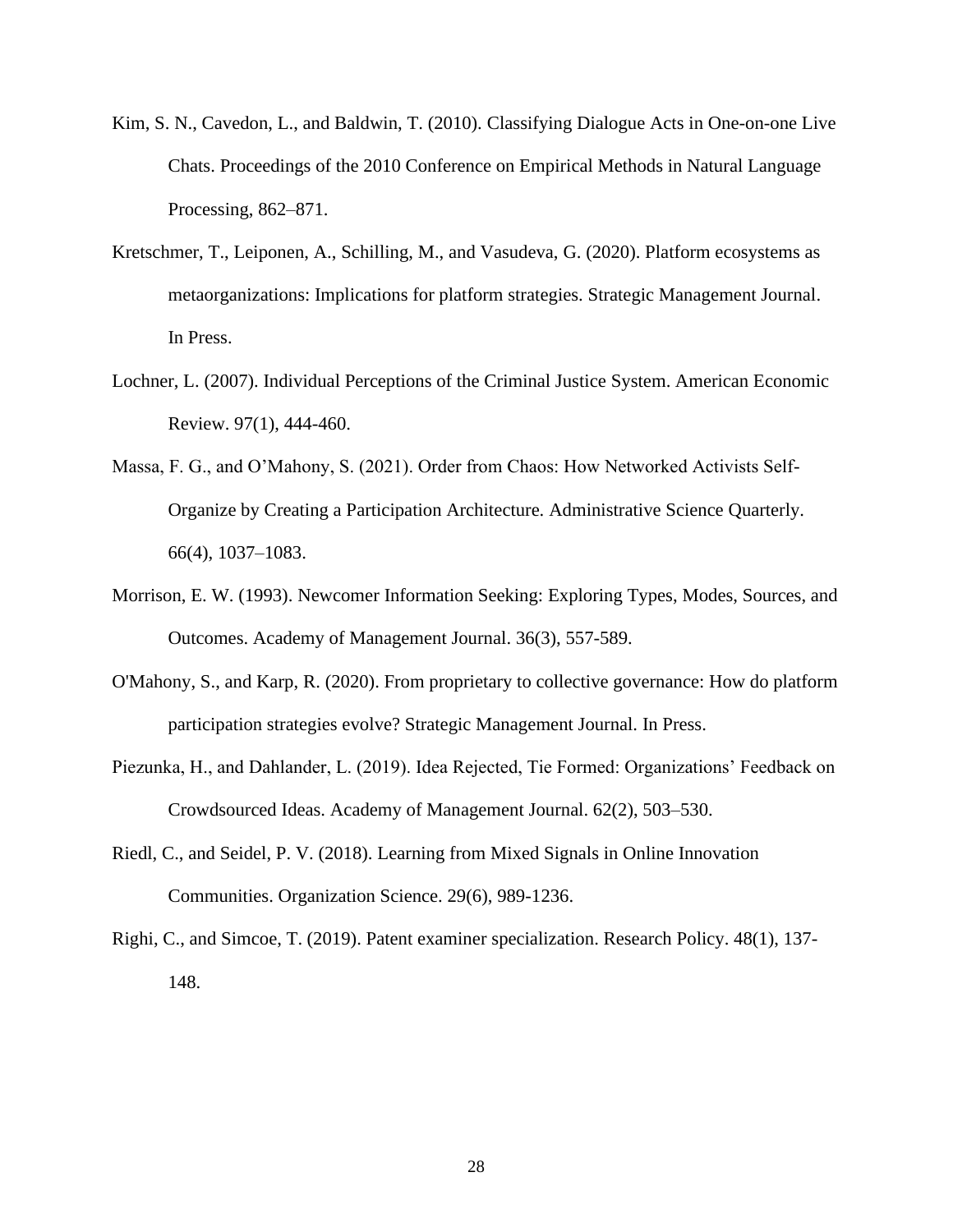Kim, S. N., Cavedon, L., and Baldwin, T. (2010). Classifying Dialogue Acts in One-on-one Live Chats. Proceedings of the 2010 Conference on Empirical Methods in Natural Language Processing, 862–871.

Kretschmer, T., Leiponen, A., Schilling, M., and Vasudeva, G. (2020). Platform ecosystems as metaorganizations: Implications for platform strategies. Strategic Management Journal. In Press.

Lochner, L. (2007). Individual Perceptions of the Criminal Justice System. American Economic Review. 97(1), 444-460.

Massa, F. G., and O'Mahony, S. (2021). Order from Chaos: How Networked Activists Self-Organize by Creating a Participation Architecture. Administrative Science Quarterly. 66(4), 1037–1083.

Morrison, E. W. (1993). Newcomer Information Seeking: Exploring Types, Modes, Sources, and Outcomes. Academy of Management Journal. 36(3), 557-589.

O'Mahony, S., and Karp, R. (2020). From proprietary to collective governance: How do platform participation strategies evolve? Strategic Management Journal. In Press.

Piezunka, H., and Dahlander, L. (2019). Idea Rejected, Tie Formed: Organizations' Feedback on Crowdsourced Ideas. Academy of Management Journal. 62(2), 503–530.

Riedl, C., and Seidel, P. V. (2018). Learning from Mixed Signals in Online Innovation Communities. Organization Science. 29(6), 989-1236.

Righi, C., and Simcoe, T. (2019). Patent examiner specialization. Research Policy. 48(1), 137-148.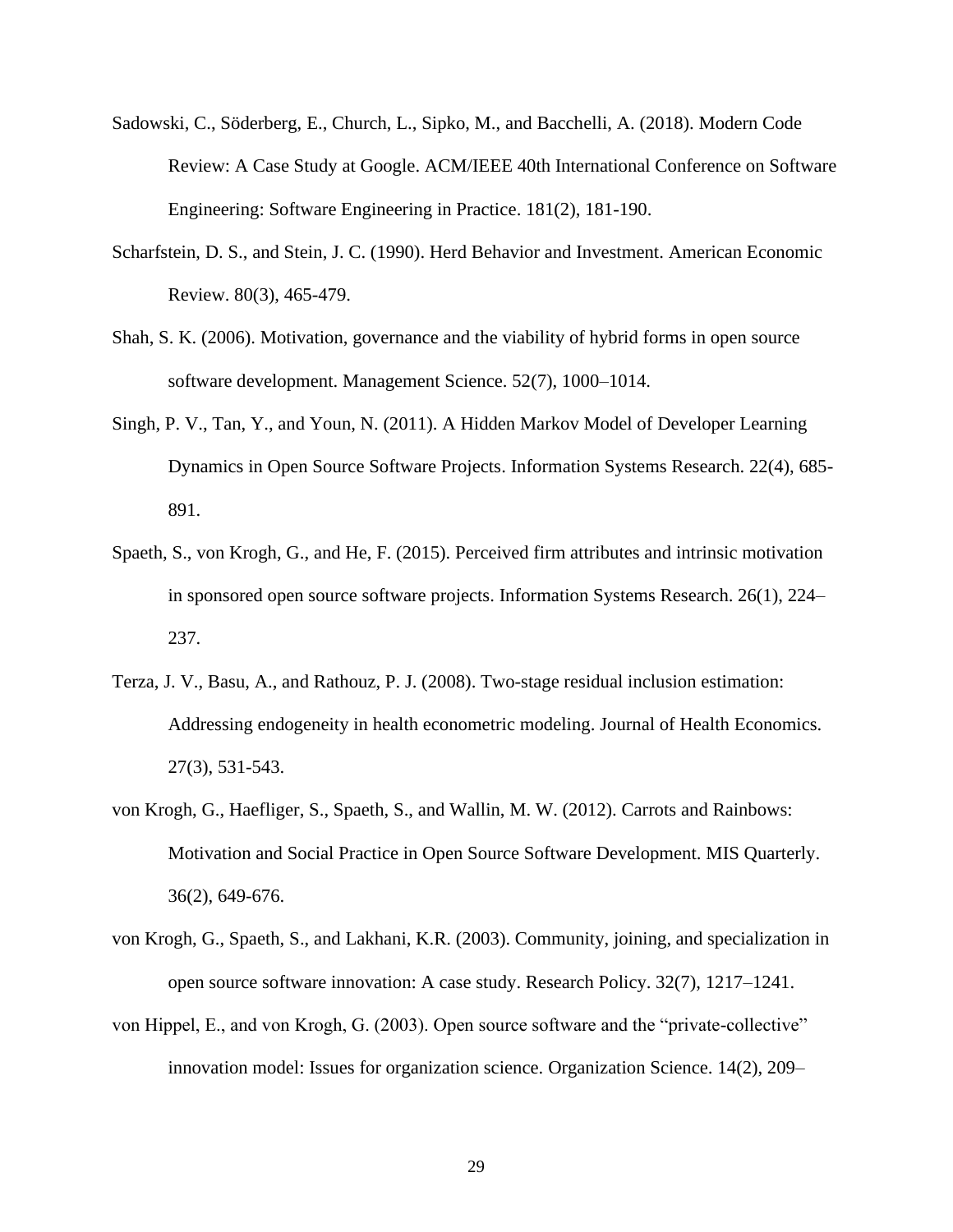Sadowski, C., Söderberg, E., Church, L., Sipko, M., and Bacchelli, A. (2018). Modern Code Review: A Case Study at Google. ACM/IEEE 40th International Conference on Software Engineering: Software Engineering in Practice. 181(2), 181-190.

Scharfstein, D. S., and Stein, J. C. (1990). Herd Behavior and Investment. American Economic Review. 80(3), 465-479.

Shah, S. K. (2006). Motivation, governance and the viability of hybrid forms in open source software development. Management Science. 52(7), 1000–1014.

Singh, P. V., Tan, Y., and Youn, N. (2011). A Hidden Markov Model of Developer Learning Dynamics in Open Source Software Projects. Information Systems Research. 22(4), 685-891.

Spaeth, S., von Krogh, G., and He, F. (2015). Perceived firm attributes and intrinsic motivation in sponsored open source software projects. Information Systems Research. 26(1), 224–237.

Terza, J. V., Basu, A., and Rathouz, P. J. (2008). Two-stage residual inclusion estimation: Addressing endogeneity in health econometric modeling. Journal of Health Economics. 27(3), 531-543.

von Krogh, G., Haefliger, S., Spaeth, S., and Wallin, M. W. (2012). Carrots and Rainbows: Motivation and Social Practice in Open Source Software Development. MIS Quarterly. 36(2), 649-676.

von Krogh, G., Spaeth, S., and Lakhani, K.R. (2003). Community, joining, and specialization in open source software innovation: A case study. Research Policy. 32(7), 1217–1241.

von Hippel, E., and von Krogh, G. (2003). Open source software and the "private-collective" innovation model: Issues for organization science. Organization Science. 14(2), 209–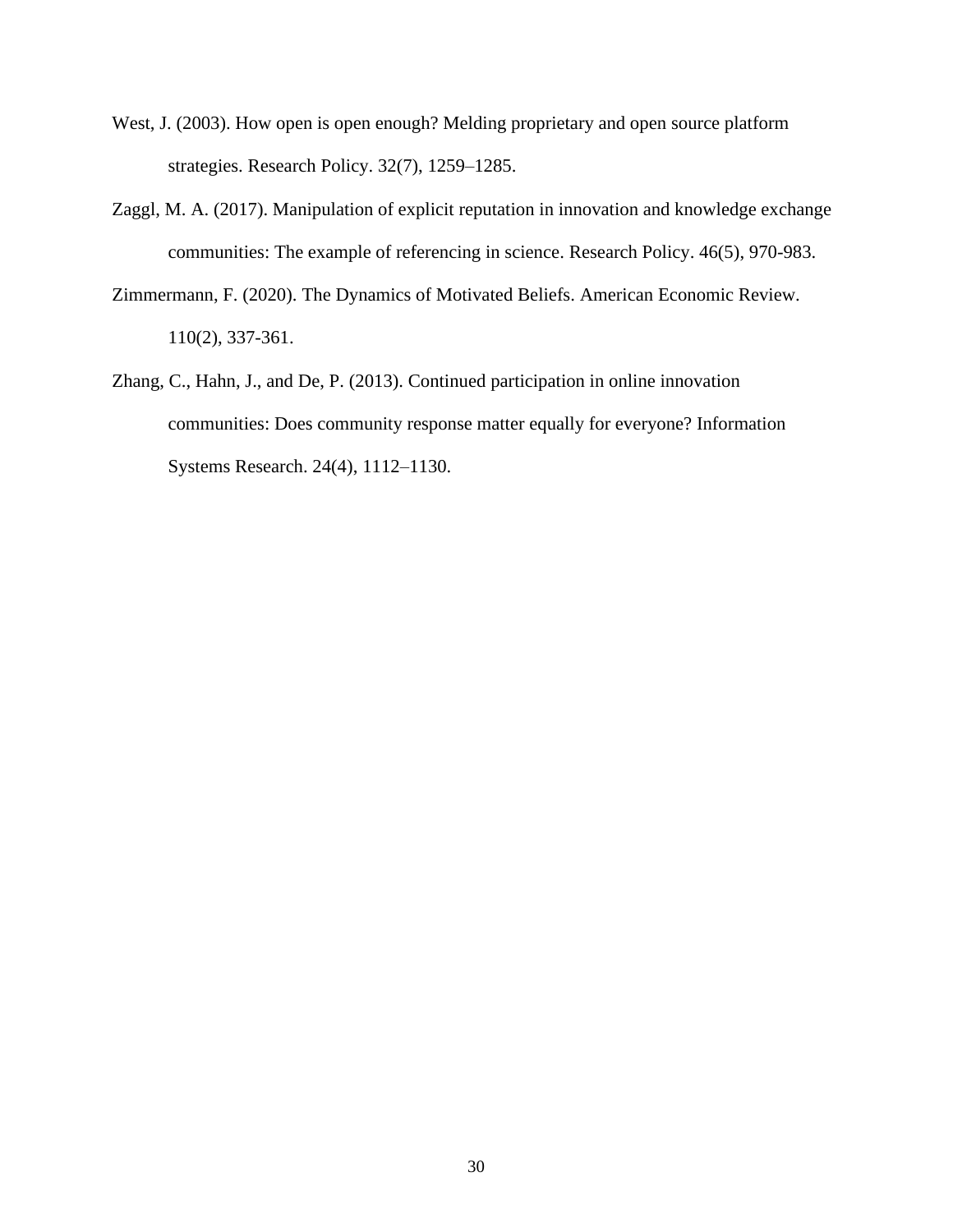West, J. (2003). How open is open enough? Melding proprietary and open source platform strategies. Research Policy. 32(7), 1259–1285.

Zaggl, M. A. (2017). Manipulation of explicit reputation in innovation and knowledge exchange communities: The example of referencing in science. Research Policy. 46(5), 970-983.

Zimmermann, F. (2020). The Dynamics of Motivated Beliefs. American Economic Review. 110(2), 337-361.

Zhang, C., Hahn, J., and De, P. (2013). Continued participation in online innovation communities: Does community response matter equally for everyone? Information Systems Research. 24(4), 1112–1130.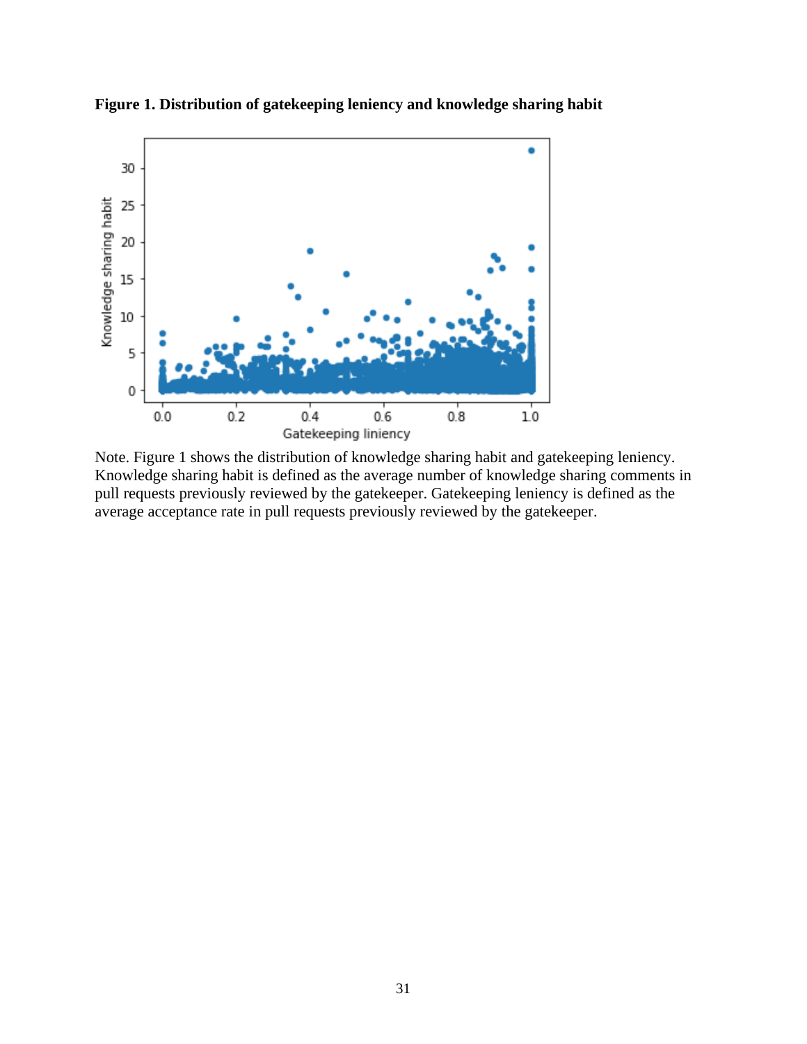**Figure 1. Distribution of gatekeeping leniency and knowledge sharing habit**

Note. Figure 1 shows the distribution of knowledge sharing habit and gatekeeping leniency. Knowledge sharing habit is defined as the average number of knowledge sharing comments in pull requests previously reviewed by the gatekeeper. Gatekeeping leniency is defined as the average acceptance rate in pull requests previously reviewed by the gatekeeper.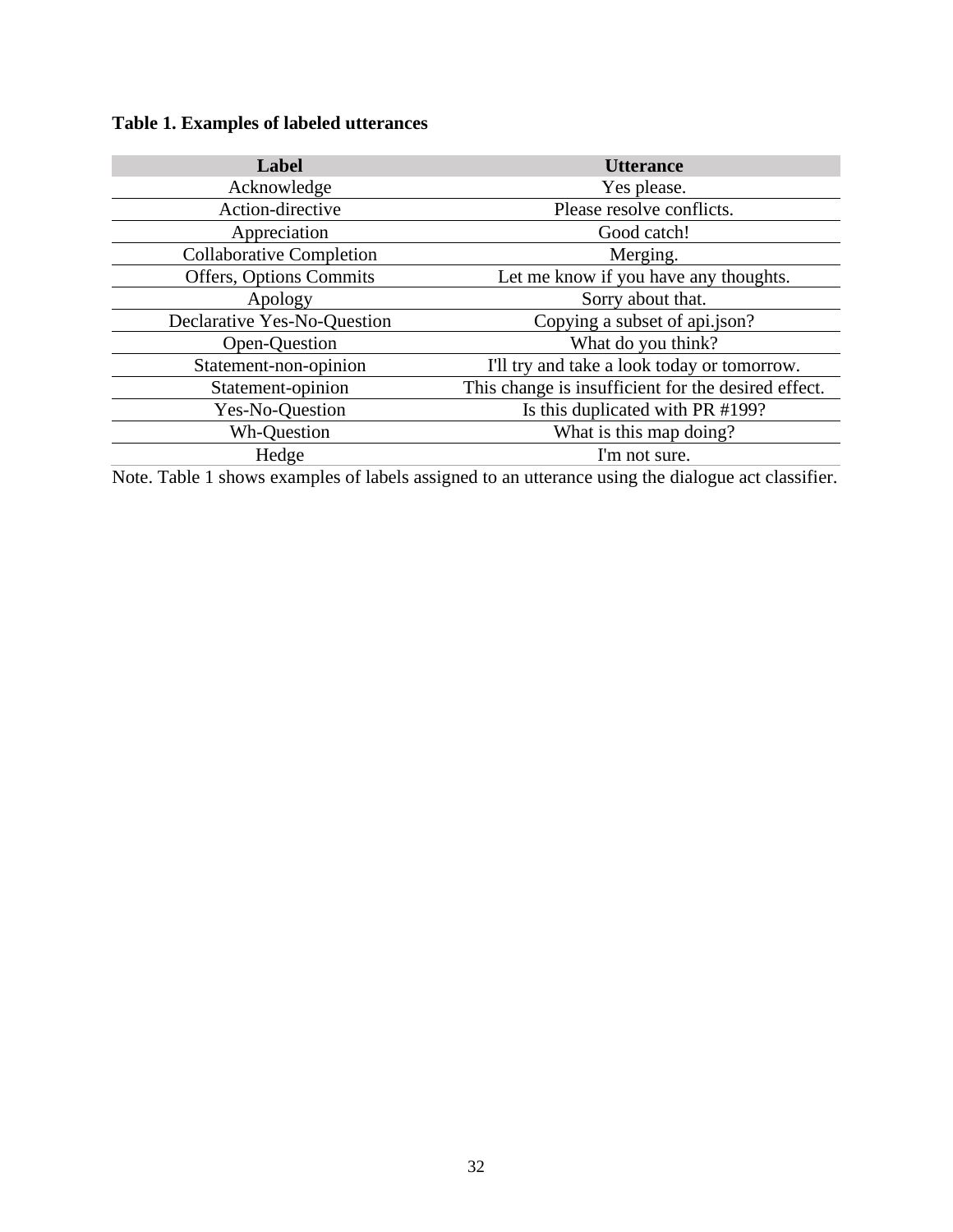**Table 1. Examples of labeled utterances**

| Label | Utterance |
|---|---|
| Acknowledge | Yes please. |
| Action-directive | Please resolve conflicts. |
| Appreciation | Good catch! |
| Collaborative Completion | Merging. |
| Offers, Options Commits | Let me know if you have any thoughts. |
| Apology | Sorry about that. |
| Declarative Yes-No-Question | Copying a subset of api.json? |
| Open-Question | What do you think? |
| Statement-non-opinion | I'll try and take a look today or tomorrow. |
| Statement-opinion | This change is insufficient for the desired effect. |
| Yes-No-Question | Is this duplicated with PR #199? |
| Wh-Question | What is this map doing? |
| Hedge | I'm not sure. |

Note. Table 1 shows examples of labels assigned to an utterance using the dialogue act classifier.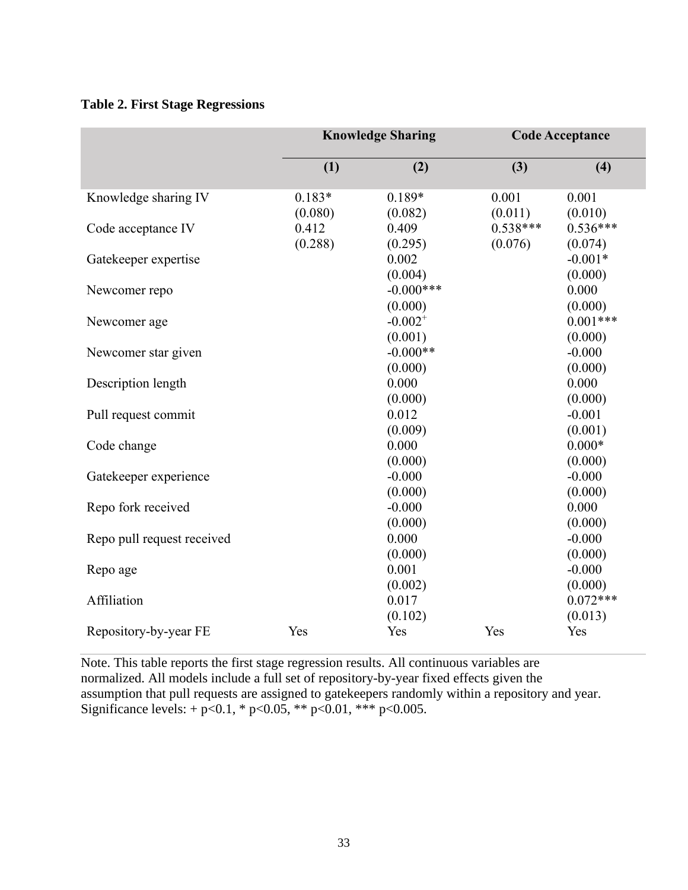**Table 2. First Stage Regressions**

| | Knowledge Sharing | | Code Acceptance | |
|---|---|---|---|---|
| | (1) | (2) | (3) | (4) |
| Knowledge sharing IV | 0.183* | 0.189* | 0.001 | 0.001 |
| | (0.080) | (0.082) | (0.011) | (0.010) |
| Code acceptance IV | 0.412 | 0.409 | 0.538*** | 0.536*** |
| | (0.288) | (0.295) | (0.076) | (0.074) |
| Gatekeeper expertise | | 0.002 | | -0.001* |
| | | (0.004) | | (0.000) |
| Newcomer repo | | -0.000*** | | 0.000 |
| | | (0.000) | | (0.000) |
| Newcomer age | | -0.002+ | | 0.001*** |
| | | (0.001) | | (0.000) |
| Newcomer star given | | -0.000** | | -0.000 |
| | | (0.000) | | (0.000) |
| Description length | | 0.000 | | 0.000 |
| | | (0.000) | | (0.000) |
| Pull request commit | | 0.012 | | -0.001 |
| | | (0.009) | | (0.001) |
| Code change | | 0.000 | | 0.000* |
| | | (0.000) | | (0.000) |
| Gatekeeper experience | | -0.000 | | -0.000 |
| | | (0.000) | | (0.000) |
| Repo fork received | | -0.000 | | 0.000 |
| | | (0.000) | | (0.000) |
| Repo pull request received | | 0.000 | | -0.000 |
| | | (0.000) | | (0.000) |
| Repo age | | 0.001 | | -0.000 |
| | | (0.002) | | (0.000) |
| Affiliation | | 0.017 | | 0.072*** |
| | | (0.102) | | (0.013) |
| Repository-by-year FE | Yes | Yes | Yes | Yes |

Note. This table reports the first stage regression results. All continuous variables are normalized. All models include a full set of repository-by-year fixed effects given the assumption that pull requests are assigned to gatekeepers randomly within a repository and year. Significance levels: + $p<0.1$, * $p<0.05$, ** $p<0.01$, *** $p<0.005$.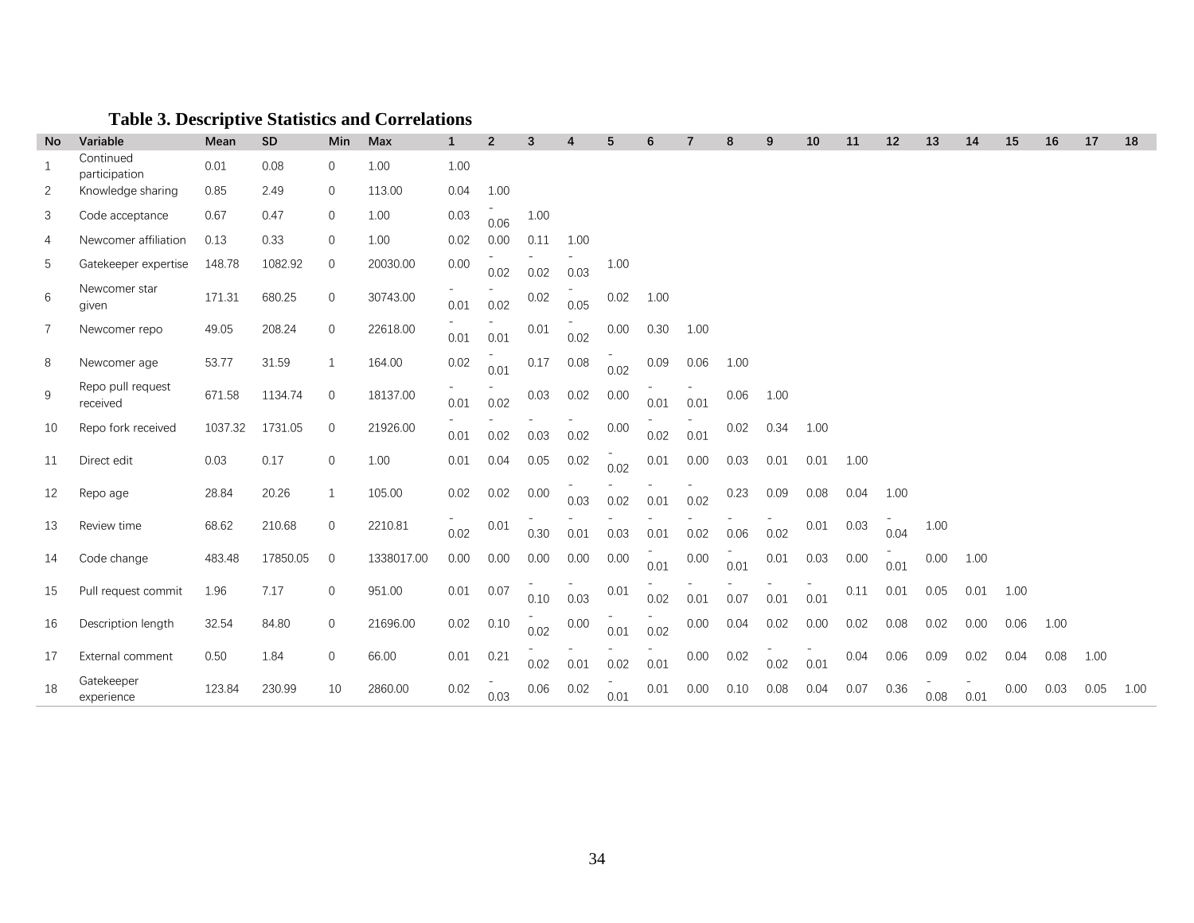**Table 3. Descriptive Statistics and Correlations**

| No | Variable | Mean | SD | Min | Max | 1 | 2 | 3 | 4 | 5 | 6 | 7 | 8 | 9 | 10 | 11 | 12 | 13 | 14 | 15 | 16 | 17 | 18 |
|---|---|---|---|---|---|---|---|---|---|---|---|---|---|---|---|---|---|---|---|---|---|---|---|
| 1 | Continued participation | 0.01 | 0.08 | 0 | 1.00 | 1.00 | | | | | | | | | | | | | | | | | |
| 2 | Knowledge sharing | 0.85 | 2.49 | 0 | 113.00 | 0.04 | 1.00 | | | | | | | | | | | | | | | | |
| 3 | Code acceptance | 0.67 | 0.47 | 0 | 1.00 | 0.03 | -0.06 | 1.00 | | | | | | | | | | | | | | | |
| 4 | Newcomer affiliation | 0.13 | 0.33 | 0 | 1.00 | 0.02 | 0.00 | 0.11 | 1.00 | | | | | | | | | | | | | | |
| 5 | Gatekeeper expertise | 148.78 | 1082.92 | 0 | 20030.00 | 0.00 | -0.02 | -0.02 | -0.03 | 1.00 | | | | | | | | | | | | | |
| 6 | Newcomer star given | 171.31 | 680.25 | 0 | 30743.00 | -0.01 | -0.02 | 0.02 | -0.05 | 0.02 | 1.00 | | | | | | | | | | | | |
| 7 | Newcomer repo | 49.05 | 208.24 | 0 | 22618.00 | -0.01 | -0.01 | 0.01 | -0.02 | 0.00 | 0.30 | 1.00 | | | | | | | | | | | |
| 8 | Newcomer age | 53.77 | 31.59 | 1 | 164.00 | 0.02 | -0.01 | 0.17 | 0.08 | -0.02 | 0.09 | 0.06 | 1.00 | | | | | | | | | | |
| 9 | Repo pull request received | 671.58 | 1134.74 | 0 | 18137.00 | -0.01 | -0.02 | 0.03 | 0.02 | 0.00 | -0.01 | -0.01 | 0.06 | 1.00 | | | | | | | | | |
| 10 | Repo fork received | 1037.32 | 1731.05 | 0 | 21926.00 | -0.01 | -0.02 | -0.03 | -0.02 | 0.00 | -0.02 | -0.01 | 0.02 | 0.34 | 1.00 | | | | | | | | |
| 11 | Direct edit | 0.03 | 0.17 | 0 | 1.00 | 0.01 | 0.04 | 0.05 | 0.02 | -0.02 | 0.01 | 0.00 | 0.03 | 0.01 | 0.01 | 1.00 | | | | | | | |
| 12 | Repo age | 28.84 | 20.26 | 1 | 105.00 | 0.02 | 0.02 | 0.00 | -0.03 | -0.02 | -0.01 | -0.02 | 0.23 | 0.09 | 0.08 | 0.04 | 1.00 | | | | | | |
| 13 | Review time | 68.62 | 210.68 | 0 | 2210.81 | -0.02 | 0.01 | -0.30 | -0.01 | -0.03 | -0.01 | -0.02 | -0.06 | -0.02 | 0.01 | 0.03 | -0.04 | 1.00 | | | | | |
| 14 | Code change | 483.48 | 17850.05 | 0 | 1338017.00 | 0.00 | 0.00 | 0.00 | 0.00 | 0.00 | -0.01 | 0.00 | -0.01 | 0.01 | 0.03 | 0.00 | -0.01 | 0.00 | 1.00 | | | | |
| 15 | Pull request commit | 1.96 | 7.17 | 0 | 951.00 | 0.01 | 0.07 | -0.10 | -0.03 | 0.01 | -0.02 | -0.01 | -0.07 | -0.01 | -0.01 | 0.11 | 0.01 | 0.05 | 0.01 | 1.00 | | | |
| 16 | Description length | 32.54 | 84.80 | 0 | 21696.00 | 0.02 | 0.10 | -0.02 | 0.00 | -0.01 | -0.02 | 0.00 | 0.04 | 0.02 | 0.00 | 0.02 | 0.08 | 0.02 | 0.00 | 0.06 | 1.00 | | |
| 17 | External comment | 0.50 | 1.84 | 0 | 66.00 | 0.01 | 0.21 | -0.02 | -0.01 | -0.02 | -0.01 | 0.00 | 0.02 | -0.02 | -0.01 | 0.04 | 0.06 | 0.09 | 0.02 | 0.04 | 0.08 | 1.00 | |
| 18 | Gatekeeper experience | 123.84 | 230.99 | 10 | 2860.00 | 0.02 | -0.03 | 0.06 | 0.02 | -0.01 | 0.01 | 0.00 | 0.10 | 0.08 | 0.04 | 0.07 | 0.36 | -0.08 | -0.01 | 0.00 | 0.03 | 0.05 | 1.00 |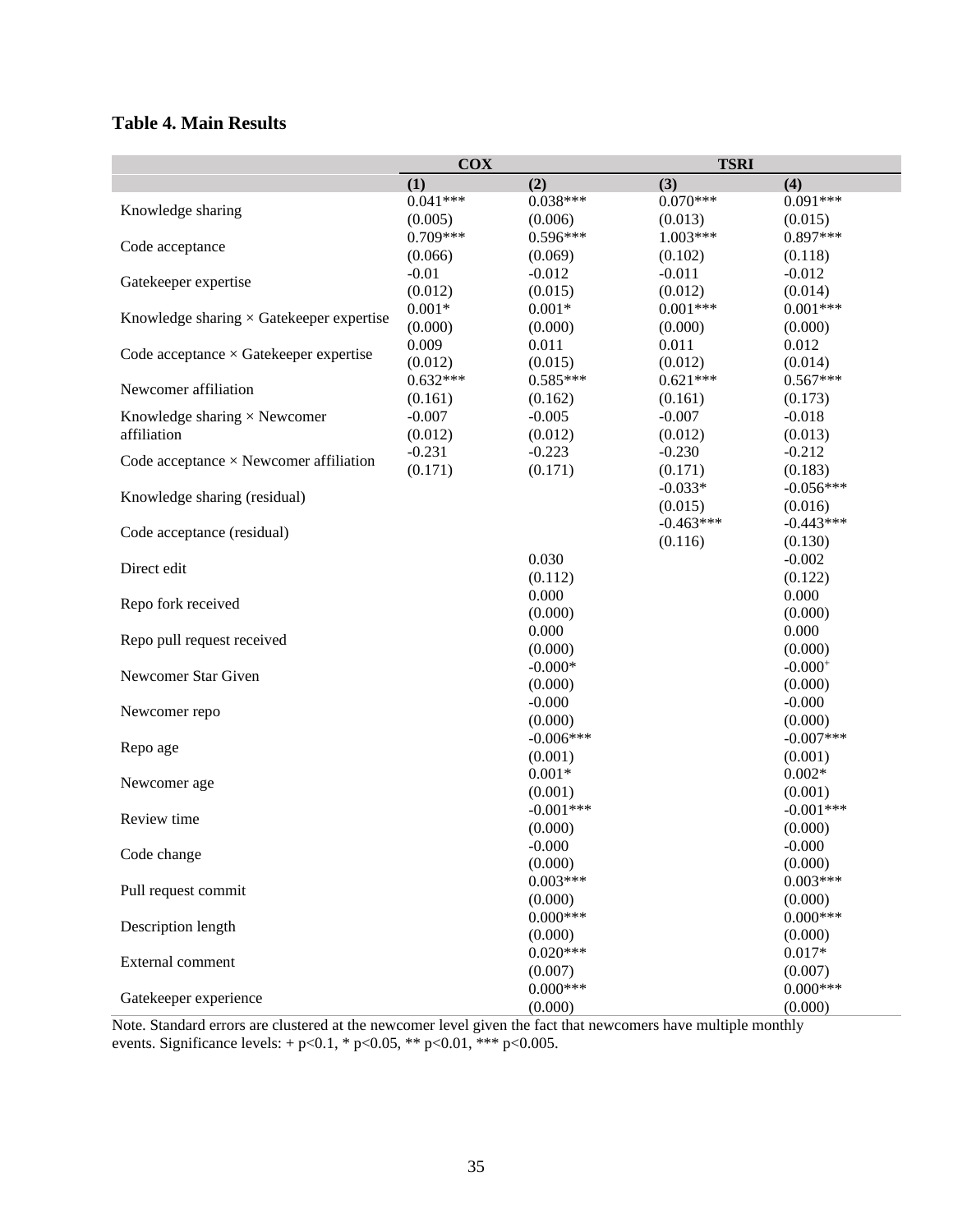**Table 4. Main Results**

| | COX | | TSRI | |
|---|---|---|---|---|
| | (1) | (2) | (3) | (4) |
| Knowledge sharing | 0.041*** | 0.038*** | 0.070*** | 0.091*** |
| | (0.005) | (0.006) | (0.013) | (0.015) |
| Code acceptance | 0.709*** | 0.596*** | 1.003*** | 0.897*** |
| | (0.066) | (0.069) | (0.102) | (0.118) |
| Gatekeeper expertise | -0.01 | -0.012 | -0.011 | -0.012 |
| | (0.012) | (0.015) | (0.012) | (0.014) |
| Knowledge sharing × Gatekeeper expertise | 0.001* | 0.001* | 0.001*** | 0.001*** |
| | (0.000) | (0.000) | (0.000) | (0.000) |
| Code acceptance × Gatekeeper expertise | 0.009 | 0.011 | 0.011 | 0.012 |
| | (0.012) | (0.015) | (0.012) | (0.014) |
| Newcomer affiliation | 0.632*** | 0.585*** | 0.621*** | 0.567*** |
| | (0.161) | (0.162) | (0.161) | (0.173) |
| Knowledge sharing × Newcomer affiliation | -0.007 | -0.005 | -0.007 | -0.018 |
| | (0.012) | (0.012) | (0.012) | (0.013) |
| Code acceptance × Newcomer affiliation | -0.231 | -0.223 | -0.230 | -0.212 |
| | (0.171) | (0.171) | (0.171) | (0.183) |
| Knowledge sharing (residual) | | | -0.033* | -0.056*** |
| | | | (0.015) | (0.016) |
| Code acceptance (residual) | | | -0.463*** | -0.443*** |
| | | | (0.116) | (0.130) |
| Direct edit | | 0.030 | | -0.002 |
| | | (0.112) | | (0.122) |
| Repo fork received | | 0.000 | | 0.000 |
| | | (0.000) | | (0.000) |
| Repo pull request received | | 0.000 | | 0.000 |
| | | (0.000) | | (0.000) |
| Newcomer Star Given | | -0.000* | | -0.000+ |
| | | (0.000) | | (0.000) |
| Newcomer repo | | -0.000 | | -0.000 |
| | | (0.000) | | (0.000) |
| Repo age | | -0.006*** | | -0.007*** |
| | | (0.001) | | (0.001) |
| Newcomer age | | 0.001* | | 0.002* |
| | | (0.001) | | (0.001) |
| Review time | | -0.001*** | | -0.001*** |
| | | (0.000) | | (0.000) |
| Code change | | -0.000 | | -0.000 |
| | | (0.000) | | (0.000) |
| Pull request commit | | 0.003*** | | 0.003*** |
| | | (0.000) | | (0.000) |
| Description length | | 0.000*** | | 0.000*** |
| | | (0.000) | | (0.000) |
| External comment | | 0.020*** | | 0.017* |
| | | (0.007) | | (0.007) |
| Gatekeeper experience | | 0.000*** | | 0.000*** |
| | | (0.000) | | (0.000) |

Note. Standard errors are clustered at the newcomer level given the fact that newcomers have multiple monthly events. Significance levels: + p<0.1, * p<0.05, ** p<0.01, *** p<0.005.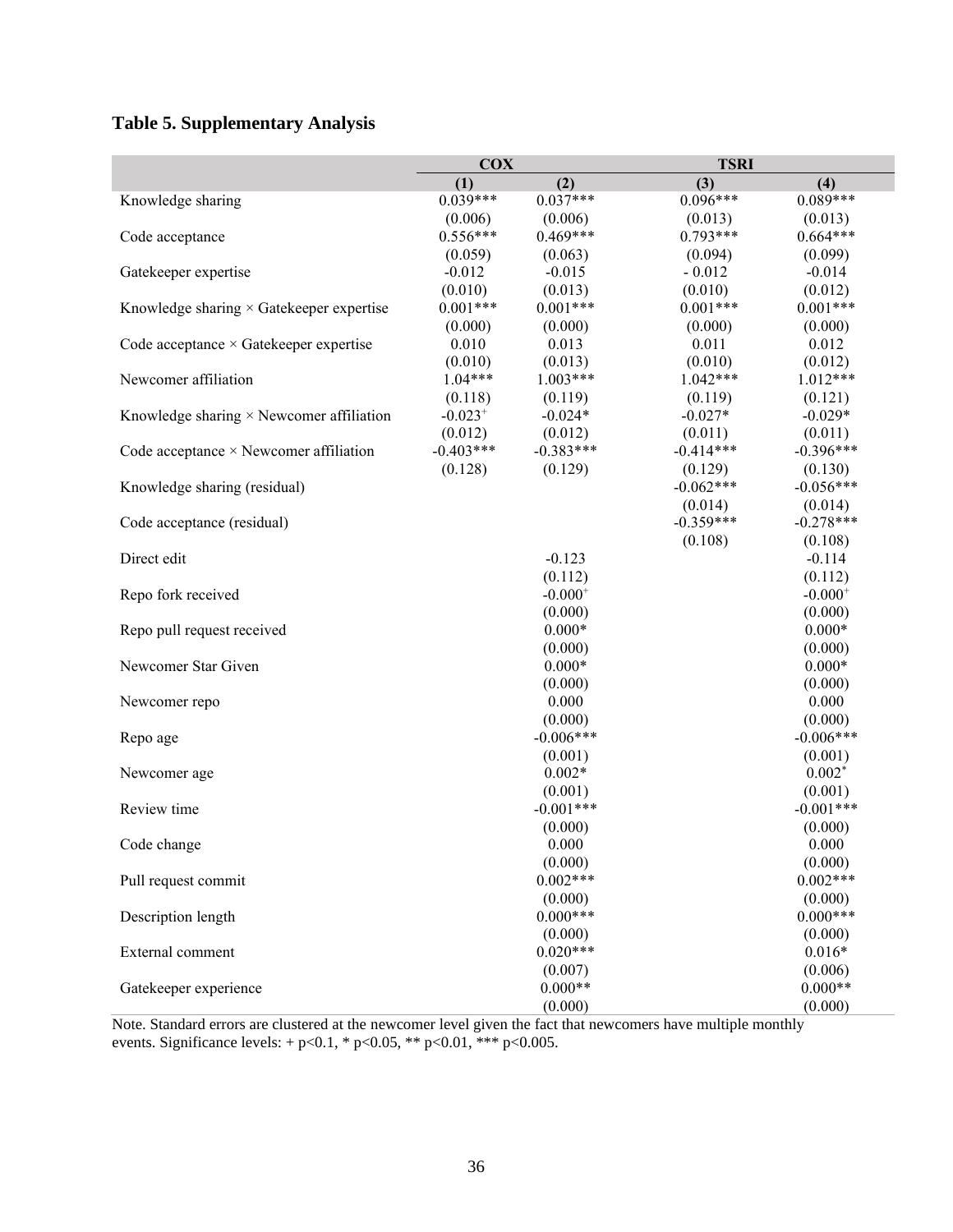**Table 5. Supplementary Analysis**

| | COX | | TSRI | |
|---|---|---|---|---|
| | (1) | (2) | (3) | (4) |
| Knowledge sharing | 0.039*** | 0.037*** | 0.096*** | 0.089*** |
| | (0.006) | (0.006) | (0.013) | (0.013) |
| Code acceptance | 0.556*** | 0.469*** | 0.793*** | 0.664*** |
| | (0.059) | (0.063) | (0.094) | (0.099) |
| Gatekeeper expertise | -0.012 | -0.015 | - 0.012 | -0.014 |
| | (0.010) | (0.013) | (0.010) | (0.012) |
| Knowledge sharing × Gatekeeper expertise | 0.001*** | 0.001*** | 0.001*** | 0.001*** |
| | (0.000) | (0.000) | (0.000) | (0.000) |
| Code acceptance × Gatekeeper expertise | 0.010 | 0.013 | 0.011 | 0.012 |
| | (0.010) | (0.013) | (0.010) | (0.012) |
| Newcomer affiliation | 1.04*** | 1.003*** | 1.042*** | 1.012*** |
| | (0.118) | (0.119) | (0.119) | (0.121) |
| Knowledge sharing × Newcomer affiliation | -0.023+ | -0.024* | -0.027* | -0.029* |
| | (0.012) | (0.012) | (0.011) | (0.011) |
| Code acceptance × Newcomer affiliation | -0.403*** | -0.383*** | -0.414*** | -0.396*** |
| | (0.128) | (0.129) | (0.129) | (0.130) |
| Knowledge sharing (residual) | | | -0.062*** | -0.056*** |
| | | | (0.014) | (0.014) |
| Code acceptance (residual) | | | -0.359*** | -0.278*** |
| | | | (0.108) | (0.108) |
| Direct edit | | -0.123 | | -0.114 |
| | | (0.112) | | (0.112) |
| Repo fork received | | -0.000+ | | -0.000+ |
| | | (0.000) | | (0.000) |
| Repo pull request received | | 0.000* | | 0.000* |
| | | (0.000) | | (0.000) |
| Newcomer Star Given | | 0.000* | | 0.000* |
| | | (0.000) | | (0.000) |
| Newcomer repo | | 0.000 | | 0.000 |
| | | (0.000) | | (0.000) |
| Repo age | | -0.006*** | | -0.006*** |
| | | (0.001) | | (0.001) |
| Newcomer age | | 0.002* | | 0.002* |
| | | (0.001) | | (0.001) |
| Review time | | -0.001*** | | -0.001*** |
| | | (0.000) | | (0.000) |
| Code change | | 0.000 | | 0.000 |
| | | (0.000) | | (0.000) |
| Pull request commit | | 0.002*** | | 0.002*** |
| | | (0.000) | | (0.000) |
| Description length | | 0.000*** | | 0.000*** |
| | | (0.000) | | (0.000) |
| External comment | | 0.020*** | | 0.016* |
| | | (0.007) | | (0.006) |
| Gatekeeper experience | | 0.000** | | 0.000** |
| | | (0.000) | | (0.000) |

Note. Standard errors are clustered at the newcomer level given the fact that newcomers have multiple monthly events. Significance levels: + $p<0.1$, * $p<0.05$, ** $p<0.01$, *** $p<0.005$.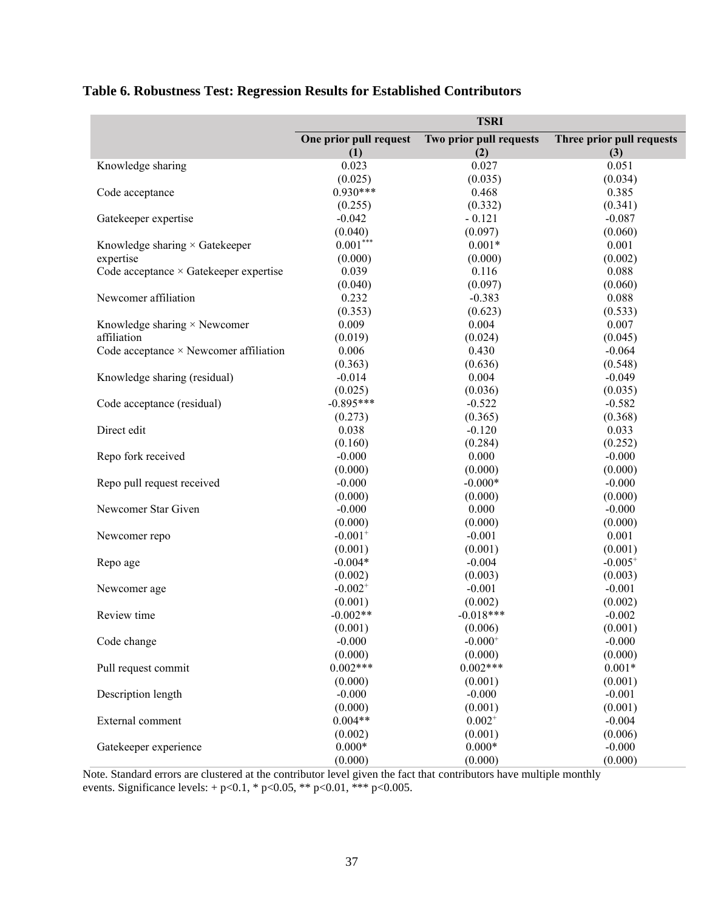**Table 6. Robustness Test: Regression Results for Established Contributors**

| | TSRI | | |
|---|---|---|---|
| | One prior pull request (1) | Two prior pull requests (2) | Three prior pull requests (3) |
| Knowledge sharing | 0.023 | 0.027 | 0.051 |
| | (0.025) | (0.035) | (0.034) |
| Code acceptance | 0.930*** | 0.468 | 0.385 |
| | (0.255) | (0.332) | (0.341) |
| Gatekeeper expertise | -0.042 | - 0.121 | -0.087 |
| | (0.040) | (0.097) | (0.060) |
| Knowledge sharing × Gatekeeper expertise | 0.001*** | 0.001* | 0.001 |
| | (0.000) | (0.000) | (0.002) |
| Code acceptance × Gatekeeper expertise | 0.039 | 0.116 | 0.088 |
| | (0.040) | (0.097) | (0.060) |
| Newcomer affiliation | 0.232 | -0.383 | 0.088 |
| | (0.353) | (0.623) | (0.533) |
| Knowledge sharing × Newcomer affiliation | 0.009 | 0.004 | 0.007 |
| | (0.019) | (0.024) | (0.045) |
| Code acceptance × Newcomer affiliation | 0.006 | 0.430 | -0.064 |
| | (0.363) | (0.636) | (0.548) |
| Knowledge sharing (residual) | -0.014 | 0.004 | -0.049 |
| | (0.025) | (0.036) | (0.035) |
| Code acceptance (residual) | -0.895*** | -0.522 | -0.582 |
| | (0.273) | (0.365) | (0.368) |
| Direct edit | 0.038 | -0.120 | 0.033 |
| | (0.160) | (0.284) | (0.252) |
| Repo fork received | -0.000 | 0.000 | -0.000 |
| | (0.000) | (0.000) | (0.000) |
| Repo pull request received | -0.000 | -0.000* | -0.000 |
| | (0.000) | (0.000) | (0.000) |
| Newcomer Star Given | -0.000 | 0.000 | -0.000 |
| | (0.000) | (0.000) | (0.000) |
| Newcomer repo | -0.001+ | -0.001 | 0.001 |
| | (0.001) | (0.001) | (0.001) |
| Repo age | -0.004* | -0.004 | -0.005+ |
| | (0.002) | (0.003) | (0.003) |
| Newcomer age | -0.002+ | -0.001 | -0.001 |
| | (0.001) | (0.002) | (0.002) |
| Review time | -0.002** | -0.018*** | -0.002 |
| | (0.001) | (0.006) | (0.001) |
| Code change | -0.000 | -0.000+ | -0.000 |
| | (0.000) | (0.000) | (0.000) |
| Pull request commit | 0.002*** | 0.002*** | 0.001* |
| | (0.000) | (0.001) | (0.001) |
| Description length | -0.000 | -0.000 | -0.001 |
| | (0.000) | (0.001) | (0.001) |
| External comment | 0.004** | 0.002+ | -0.004 |
| | (0.002) | (0.001) | (0.006) |
| Gatekeeper experience | 0.000* | 0.000* | -0.000 |
| | (0.000) | (0.000) | (0.000) |

Note. Standard errors are clustered at the contributor level given the fact that contributors have multiple monthly events. Significance levels: + $p<0.1$, * $p<0.05$, ** $p<0.01$, *** $p<0.005$.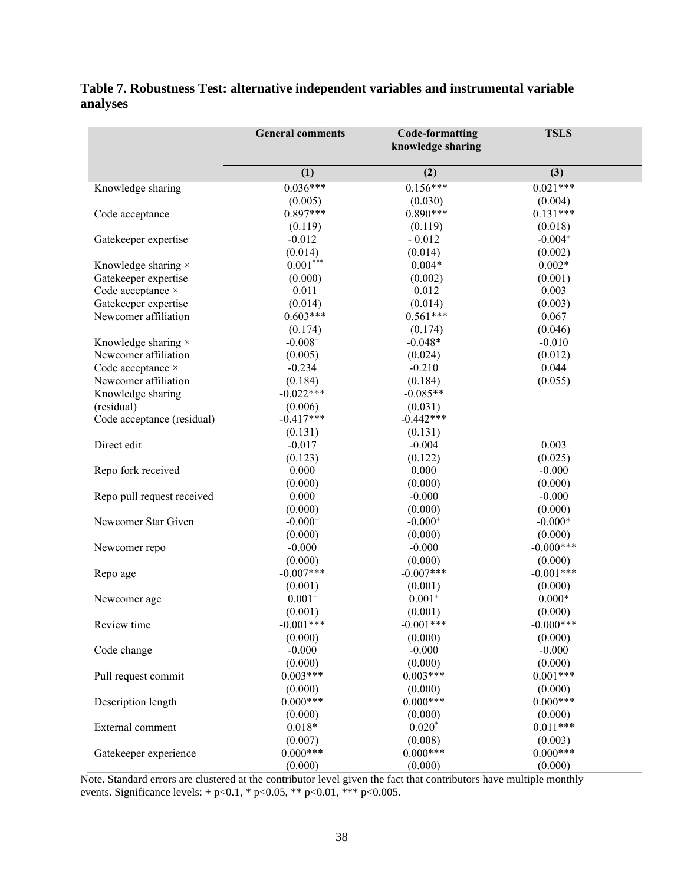**Table 7. Robustness Test: alternative independent variables and instrumental variable analyses**

| | General comments | Code-formatting knowledge sharing | TSLS |
|---|---|---|---|
| | (1) | (2) | (3) |
| Knowledge sharing | 0.036*** | 0.156*** | 0.021*** |
| | (0.005) | (0.030) | (0.004) |
| Code acceptance | 0.897*** | 0.890*** | 0.131*** |
| | (0.119) | (0.119) | (0.018) |
| Gatekeeper expertise | -0.012 | - 0.012 | -0.004+ |
| | (0.014) | (0.014) | (0.002) |
| Knowledge sharing × Gatekeeper expertise | 0.001*** | 0.004* | 0.002* |
| | (0.000) | (0.002) | (0.001) |
| Code acceptance × Gatekeeper expertise | 0.011 | 0.012 | 0.003 |
| | (0.014) | (0.014) | (0.003) |
| Newcomer affiliation | 0.603*** | 0.561*** | 0.067 |
| | (0.174) | (0.174) | (0.046) |
| Knowledge sharing × Newcomer affiliation | -0.008+ | -0.048* | -0.010 |
| | (0.005) | (0.024) | (0.012) |
| Code acceptance × Newcomer affiliation | -0.234 | -0.210 | 0.044 |
| | (0.184) | (0.184) | (0.055) |
| Knowledge sharing (residual) | -0.022*** | -0.085** | |
| | (0.006) | (0.031) | |
| Code acceptance (residual) | -0.417*** | -0.442*** | |
| | (0.131) | (0.131) | |
| Direct edit | -0.017 | -0.004 | 0.003 |
| | (0.123) | (0.122) | (0.025) |
| Repo fork received | 0.000 | 0.000 | -0.000 |
| | (0.000) | (0.000) | (0.000) |
| Repo pull request received | 0.000 | -0.000 | -0.000 |
| | (0.000) | (0.000) | (0.000) |
| Newcomer Star Given | -0.000+ | -0.000+ | -0.000* |
| | (0.000) | (0.000) | (0.000) |
| Newcomer repo | -0.000 | -0.000 | -0.000*** |
| | (0.000) | (0.000) | (0.000) |
| Repo age | -0.007*** | -0.007*** | -0.001*** |
| | (0.001) | (0.001) | (0.000) |
| Newcomer age | 0.001+ | 0.001+ | 0.000* |
| | (0.001) | (0.001) | (0.000) |
| Review time | -0.001*** | -0.001*** | -0.000*** |
| | (0.000) | (0.000) | (0.000) |
| Code change | -0.000 | -0.000 | -0.000 |
| | (0.000) | (0.000) | (0.000) |
| Pull request commit | 0.003*** | 0.003*** | 0.001*** |
| | (0.000) | (0.000) | (0.000) |
| Description length | 0.000*** | 0.000*** | 0.000*** |
| | (0.000) | (0.000) | (0.000) |
| External comment | 0.018* | 0.020* | 0.011*** |
| | (0.007) | (0.008) | (0.003) |
| Gatekeeper experience | 0.000*** | 0.000*** | 0.000*** |
| | (0.000) | (0.000) | (0.000) |

Note. Standard errors are clustered at the contributor level given the fact that contributors have multiple monthly events. Significance levels: + $p<0.1$, * $p<0.05$, ** $p<0.01$, *** $p<0.005$.